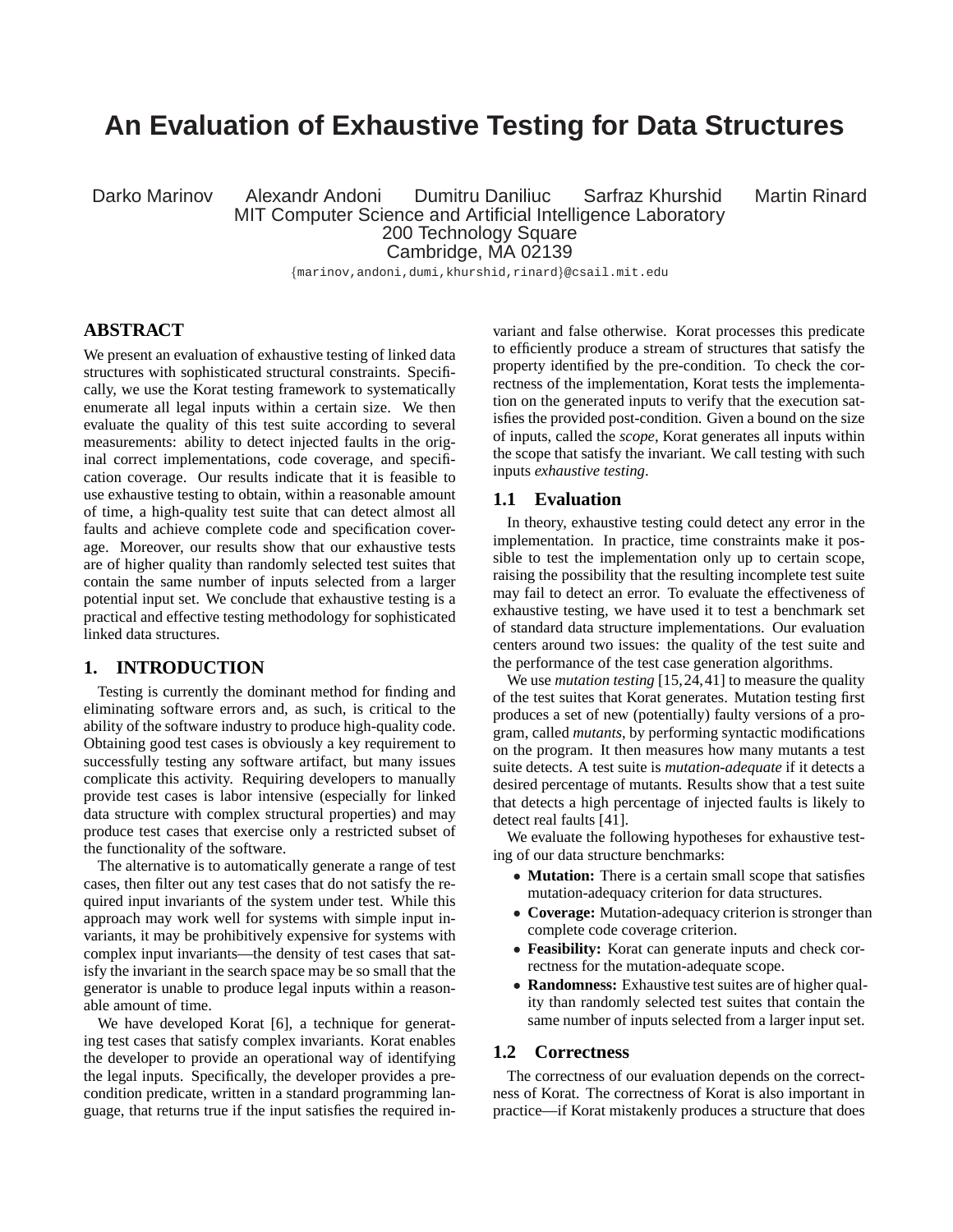# An Evaluation of Exhaustive Testing for Data Structures

Darko Marinov    Alexandr Andoni    Dumitru Daniliuc    Sarfraz Khurshid    Martin Rinard

MIT Computer Science and Artificial Intelligence Laboratory
200 Technology Square
Cambridge, MA 02139

{marinov,andoni,dumi,khurshid,rinard}@csail.mit.edu

## ABSTRACT

We present an evaluation of exhaustive testing of linked data structures with sophisticated structural constraints. Specifically, we use the Korat testing framework to systematically enumerate all legal inputs within a certain size. We then evaluate the quality of this test suite according to several measurements: ability to detect injected faults in the original correct implementations, code coverage, and specification coverage. Our results indicate that it is feasible to use exhaustive testing to obtain, within a reasonable amount of time, a high-quality test suite that can detect almost all faults and achieve complete code and specification coverage. Moreover, our results show that our exhaustive tests are of higher quality than randomly selected test suites that contain the same number of inputs selected from a larger potential input set. We conclude that exhaustive testing is a practical and effective testing methodology for sophisticated linked data structures.

## 1. INTRODUCTION

Testing is currently the dominant method for finding and eliminating software errors and, as such, is critical to the ability of the software industry to produce high-quality code. Obtaining good test cases is obviously a key requirement to successfully testing any software artifact, but many issues complicate this activity. Requiring developers to manually provide test cases is labor intensive (especially for linked data structure with complex structural properties) and may produce test cases that exercise only a restricted subset of the functionality of the software.

The alternative is to automatically generate a range of test cases, then filter out any test cases that do not satisfy the required input invariants of the system under test. While this approach may work well for systems with simple input invariants, it may be prohibitively expensive for systems with complex input invariants—the density of test cases that satisfy the invariant in the search space may be so small that the generator is unable to produce legal inputs within a reasonable amount of time.

We have developed Korat [6], a technique for generating test cases that satisfy complex invariants. Korat enables the developer to provide an operational way of identifying the legal inputs. Specifically, the developer provides a precondition predicate, written in a standard programming language, that returns true if the input satisfies the required invariant and false otherwise. Korat processes this predicate to efficiently produce a stream of structures that satisfy the property identified by the pre-condition. To check the correctness of the implementation, Korat tests the implementation on the generated inputs to verify that the execution satisfies the provided post-condition. Given a bound on the size of inputs, called the *scope*, Korat generates all inputs within the scope that satisfy the invariant. We call testing with such inputs *exhaustive testing*.

### 1.1 Evaluation

In theory, exhaustive testing could detect any error in the implementation. In practice, time constraints make it possible to test the implementation only up to certain scope, raising the possibility that the resulting incomplete test suite may fail to detect an error. To evaluate the effectiveness of exhaustive testing, we have used it to test a benchmark set of standard data structure implementations. Our evaluation centers around two issues: the quality of the test suite and the performance of the test case generation algorithms.

We use *mutation testing* [15,24,41] to measure the quality of the test suites that Korat generates. Mutation testing first produces a set of new (potentially) faulty versions of a program, called *mutants*, by performing syntactic modifications on the program. It then measures how many mutants a test suite detects. A test suite is *mutation-adequate* if it detects a desired percentage of mutants. Results show that a test suite that detects a high percentage of injected faults is likely to detect real faults [41].

We evaluate the following hypotheses for exhaustive testing of our data structure benchmarks:

- **Mutation:** There is a certain small scope that satisfies mutation-adequacy criterion for data structures.
- **Coverage:** Mutation-adequacy criterion is stronger than complete code coverage criterion.
- **Feasibility:** Korat can generate inputs and check correctness for the mutation-adequate scope.
- **Randomness:** Exhaustive test suites are of higher quality than randomly selected test suites that contain the same number of inputs selected from a larger input set.

### 1.2 Correctness

The correctness of our evaluation depends on the correctness of Korat. The correctness of Korat is also important in practice—if Korat mistakenly produces a structure that does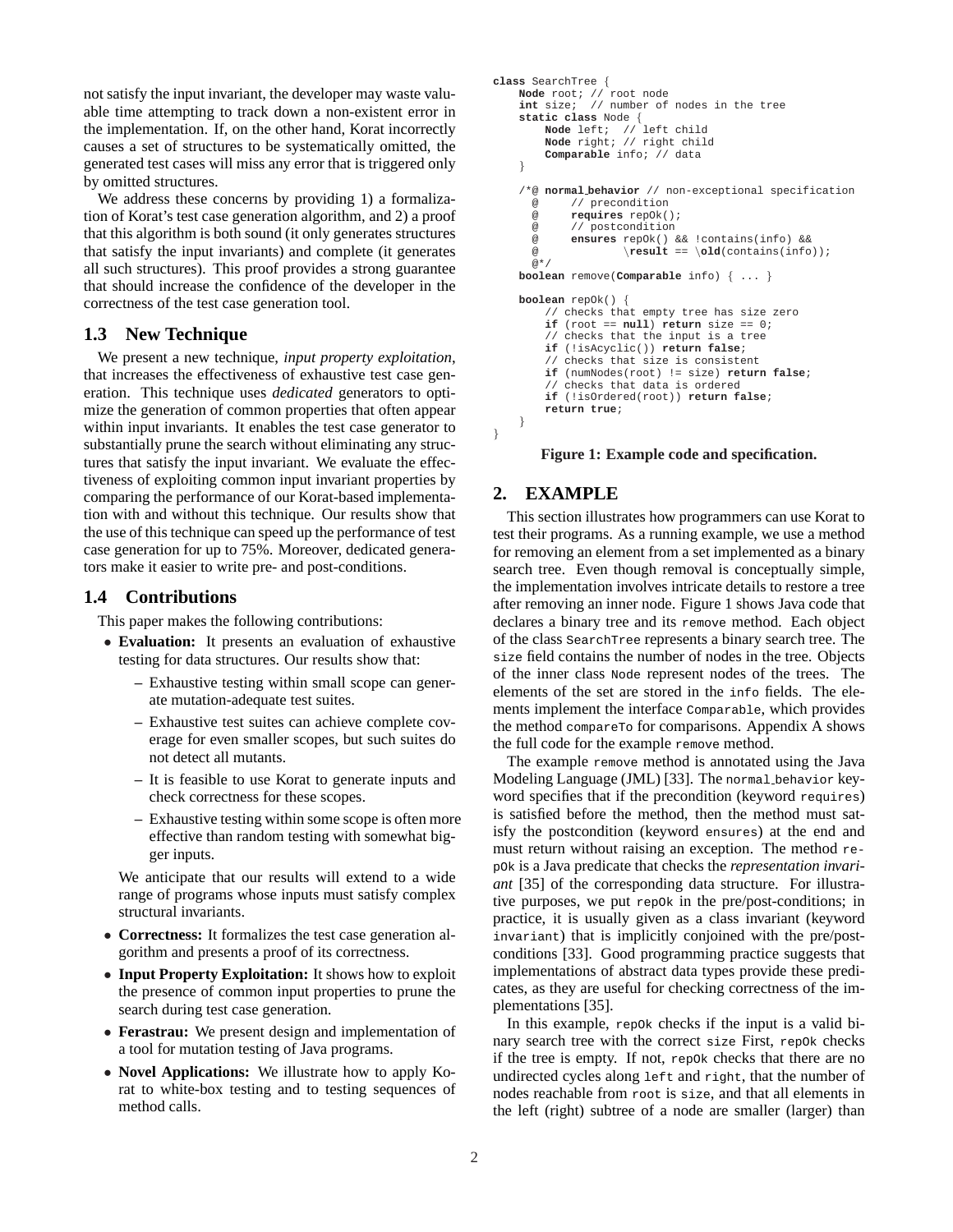not satisfy the input invariant, the developer may waste valuable time attempting to track down a non-existent error in the implementation. If, on the other hand, Korat incorrectly causes a set of structures to be systematically omitted, the generated test cases will miss any error that is triggered only by omitted structures.

We address these concerns by providing 1) a formalization of Korat's test case generation algorithm, and 2) a proof that this algorithm is both sound (it only generates structures that satisfy the input invariants) and complete (it generates all such structures). This proof provides a strong guarantee that should increase the confidence of the developer in the correctness of the test case generation tool.

### 1.3 New Technique

We present a new technique, *input property exploitation*, that increases the effectiveness of exhaustive test case generation. This technique uses *dedicated* generators to optimize the generation of common properties that often appear within input invariants. It enables the test case generator to substantially prune the search without eliminating any structures that satisfy the input invariant. We evaluate the effectiveness of exploiting common input invariant properties by comparing the performance of our Korat-based implementation with and without this technique. Our results show that the use of this technique can speed up the performance of test case generation for up to 75%. Moreover, dedicated generators make it easier to write pre- and post-conditions.

### 1.4 Contributions

This paper makes the following contributions:

- **Evaluation:** It presents an evaluation of exhaustive testing for data structures. Our results show that:
  - Exhaustive testing within small scope can generate mutation-adequate test suites.
  - Exhaustive test suites can achieve complete coverage for even smaller scopes, but such suites do not detect all mutants.
  - It is feasible to use Korat to generate inputs and check correctness for these scopes.
  - Exhaustive testing within some scope is often more effective than random testing with somewhat bigger inputs.

  We anticipate that our results will extend to a wide range of programs whose inputs must satisfy complex structural invariants.
- **Correctness:** It formalizes the test case generation algorithm and presents a proof of its correctness.
- **Input Property Exploitation:** It shows how to exploit the presence of common input properties to prune the search during test case generation.
- **Ferastrau:** We present design and implementation of a tool for mutation testing of Java programs.
- **Novel Applications:** We illustrate how to apply Korat to white-box testing and to testing sequences of method calls.

```
class SearchTree {
    Node root; // root node
    int size;  // number of nodes in the tree
    static class Node {
        Node left;  // left child
        Node right; // right child
        Comparable info; // data
    }

    /*@ normal_behavior // non-exceptional specification
      @     // precondition
      @     requires repOk();
      @     // postcondition
      @     ensures repOk() && !contains(info) &&
      @             \result == \old(contains(info));
      @*/
    boolean remove(Comparable info) { ... }

    boolean repOk() {
        // checks that empty tree has size zero
        if (root == null) return size == 0;
        // checks that the input is a tree
        if (!isAcyclic()) return false;
        // checks that size is consistent
        if (numNodes(root) != size) return false;
        // checks that data is ordered
        if (!isOrdered(root)) return false;
        return true;
    }
}
```

**Figure 1: Example code and specification.**

## 2. EXAMPLE

This section illustrates how programmers can use Korat to test their programs. As a running example, we use a method for removing an element from a set implemented as a binary search tree. Even though removal is conceptually simple, the implementation involves intricate details to restore a tree after removing an inner node. Figure 1 shows Java code that declares a binary tree and its `remove` method. Each object of the class `SearchTree` represents a binary search tree. The `size` field contains the number of nodes in the tree. Objects of the inner class `Node` represent nodes of the trees. The elements of the set are stored in the `info` fields. The elements implement the interface `Comparable`, which provides the method `compareTo` for comparisons. Appendix A shows the full code for the example `remove` method.

The example `remove` method is annotated using the Java Modeling Language (JML) [33]. The `normal_behavior` keyword specifies that if the precondition (keyword `requires`) is satisfied before the method, then the method must satisfy the postcondition (keyword `ensures`) at the end and must return without raising an exception. The method `repOk` is a Java predicate that checks the *representation invariant* [35] of the corresponding data structure. For illustrative purposes, we put `repOk` in the pre/post-conditions; in practice, it is usually given as a class invariant (keyword `invariant`) that is implicitly conjoined with the pre/post-conditions [33]. Good programming practice suggests that implementations of abstract data types provide these predicates, as they are useful for checking correctness of the implementations [35].

In this example, `repOk` checks if the input is a valid binary search tree with the correct `size` First, `repOk` checks if the tree is empty. If not, `repOk` checks that there are no undirected cycles along `left` and `right`, that the number of nodes reachable from `root` is `size`, and that all elements in the left (right) subtree of a node are smaller (larger) than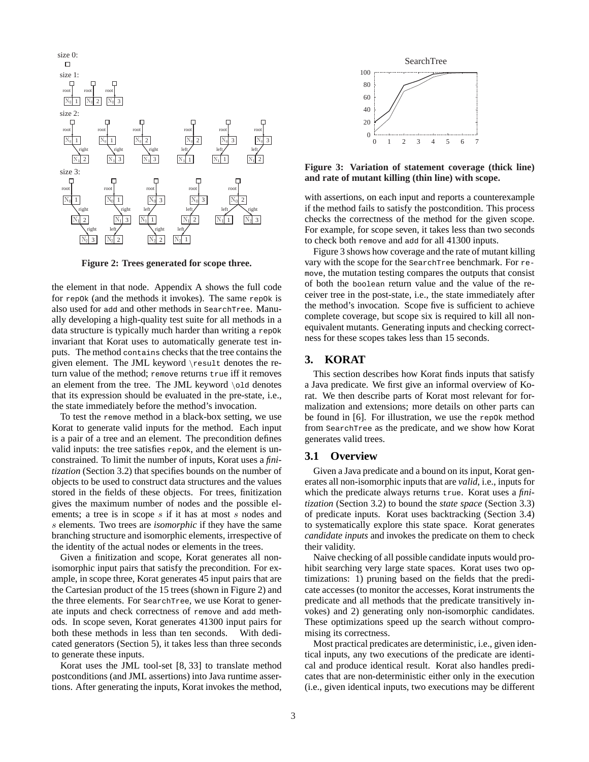Figure 2: Trees generated for scope three.

the element in that node. Appendix A shows the full code for `repOk` (and the methods it invokes). The same `repOk` is also used for `add` and other methods in `SearchTree`. Manually developing a high-quality test suite for all methods in a data structure is typically much harder than writing a `repOk` invariant that Korat uses to automatically generate test inputs. The method `contains` checks that the tree contains the given element. The JML keyword `\result` denotes the return value of the method; `remove` returns `true` iff it removes an element from the tree. The JML keyword `\old` denotes that its expression should be evaluated in the pre-state, i.e., the state immediately before the method's invocation.

To test the `remove` method in a black-box setting, we use Korat to generate valid inputs for the method. Each input is a pair of a tree and an element. The precondition defines valid inputs: the tree satisfies `repOk`, and the element is unconstrained. To limit the number of inputs, Korat uses a *finitization* (Section 3.2) that specifies bounds on the number of objects to be used to construct data structures and the values stored in the fields of these objects. For trees, finitization gives the maximum number of nodes and the possible elements; a tree is in scope $s$ if it has at most $s$ nodes and $s$ elements. Two trees are *isomorphic* if they have the same branching structure and isomorphic elements, irrespective of the identity of the actual nodes or elements in the trees.

Given a finitization and scope, Korat generates all non-isomorphic input pairs that satisfy the precondition. For example, in scope three, Korat generates 45 input pairs that are the Cartesian product of the 15 trees (shown in Figure 2) and the three elements. For `SearchTree`, we use Korat to generate inputs and check correctness of `remove` and `add` methods. In scope seven, Korat generates 41300 input pairs for both these methods in less than ten seconds. With dedicated generators (Section 5), it takes less than three seconds to generate these inputs.

Korat uses the JML tool-set [8, 33] to translate method postconditions (and JML assertions) into Java runtime assertions. After generating the inputs, Korat invokes the method, with assertions, on each input and reports a counterexample if the method fails to satisfy the postcondition. This process checks the correctness of the method for the given scope. For example, for scope seven, it takes less than two seconds to check both `remove` and `add` for all 41300 inputs.

Figure 3: Variation of statement coverage (thick line) and rate of mutant killing (thin line) with scope.

Figure 3 shows how coverage and the rate of mutant killing vary with the scope for the `SearchTree` benchmark. For `remove`, the mutation testing compares the outputs that consist of both the `boolean` return value and the value of the receiver tree in the post-state, i.e., the state immediately after the method's invocation. Scope five is sufficient to achieve complete coverage, but scope six is required to kill all non-equivalent mutants. Generating inputs and checking correctness for these scopes takes less than 15 seconds.

## 3. KORAT

This section describes how Korat finds inputs that satisfy a Java predicate. We first give an informal overview of Korat. We then describe parts of Korat most relevant for formalization and extensions; more details on other parts can be found in [6]. For illustration, we use the `repOk` method from `SearchTree` as the predicate, and we show how Korat generates valid trees.

### 3.1 Overview

Given a Java predicate and a bound on its input, Korat generates all non-isomorphic inputs that are *valid*, i.e., inputs for which the predicate always returns `true`. Korat uses a *finitization* (Section 3.2) to bound the *state space* (Section 3.3) of predicate inputs. Korat uses backtracking (Section 3.4) to systematically explore this state space. Korat generates *candidate inputs* and invokes the predicate on them to check their validity.

Naive checking of all possible candidate inputs would prohibit searching very large state spaces. Korat uses two optimizations: 1) pruning based on the fields that the predicate accesses (to monitor the accesses, Korat instruments the predicate and all methods that the predicate transitively invokes) and 2) generating only non-isomorphic candidates. These optimizations speed up the search without compromising its correctness.

Most practical predicates are deterministic, i.e., given identical inputs, any two executions of the predicate are identical and produce identical result. Korat also handles predicates that are non-deterministic either only in the execution (i.e., given identical inputs, two executions may be different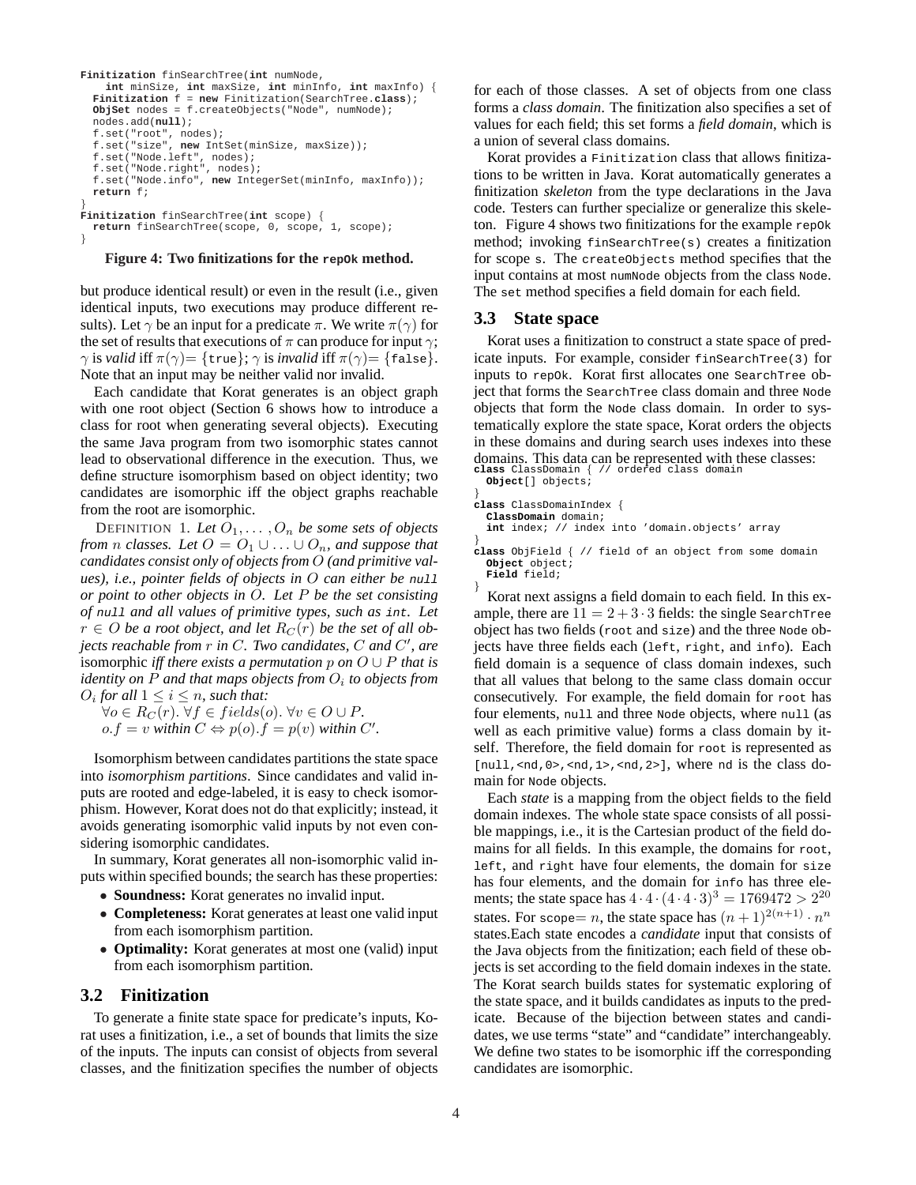```
Finitization finSearchTree(int numNode,
    int minSize, int maxSize, int minInfo, int maxInfo) {
  Finitization f = new Finitization(SearchTree.class);
  ObjSet nodes = f.createObjects("Node", numNode);
  nodes.add(null);
  f.set("root", nodes);
  f.set("size", new IntSet(minSize, maxSize));
  f.set("Node.left", nodes);
  f.set("Node.right", nodes);
  f.set("Node.info", new IntegerSet(minInfo, maxInfo));
  return f;
}
Finitization finSearchTree(int scope) {
  return finSearchTree(scope, 0, scope, 1, scope);
}
```

**Figure 4: Two finitizations for the `repOk` method.**

but produce identical result) or even in the result (i.e., given identical inputs, two executions may produce different results). Let $\gamma$ be an input for a predicate $\pi$. We write $\pi(\gamma)$ for the set of results that executions of $\pi$ can produce for input $\gamma$; $\gamma$ is *valid* iff $\pi(\gamma)=\{$`true`$\}$; $\gamma$ is *invalid* iff $\pi(\gamma)=\{$`false`$\}$. Note that an input may be neither valid nor invalid.

Each candidate that Korat generates is an object graph with one root object (Section 6 shows how to introduce a class for root when generating several objects). Executing the same Java program from two isomorphic states cannot lead to observational difference in the execution. Thus, we define structure isomorphism based on object identity; two candidates are isomorphic iff the object graphs reachable from the root are isomorphic.

DEFINITION 1. *Let $O_1, \ldots, O_n$ be some sets of objects from $n$ classes. Let $O = O_1 \cup \ldots \cup O_n$, and suppose that candidates consist only of objects from $O$ (and primitive values), i.e., pointer fields of objects in $O$ can either be `null` or point to other objects in $O$. Let $P$ be the set consisting of `null` and all values of primitive types, such as `int`. Let $r \in O$ be a root object, and let $R_C(r)$ be the set of all objects reachable from $r$ in $C$. Two candidates, $C$ and $C'$, are* isomorphic *iff there exists a permutation $p$ on $O \cup P$ that is identity on $P$ and that maps objects from $O_i$ to objects from $O_i$ for all $1 \leq i \leq n$, such that:*

$\forall o \in R_C(r).\ \forall f \in fields(o).\ \forall v \in O \cup P.$
$o.f = v$ *within* $C \Leftrightarrow p(o).f = p(v)$ *within* $C'$.

Isomorphism between candidates partitions the state space into *isomorphism partitions*. Since candidates and valid inputs are rooted and edge-labeled, it is easy to check isomorphism. However, Korat does not do that explicitly; instead, it avoids generating isomorphic valid inputs by not even considering isomorphic candidates.

In summary, Korat generates all non-isomorphic valid inputs within specified bounds; the search has these properties:

- **Soundness:** Korat generates no invalid input.
- **Completeness:** Korat generates at least one valid input from each isomorphism partition.
- **Optimality:** Korat generates at most one (valid) input from each isomorphism partition.

## 3.2 Finitization

To generate a finite state space for predicate's inputs, Korat uses a finitization, i.e., a set of bounds that limits the size of the inputs. The inputs can consist of objects from several classes, and the finitization specifies the number of objects for each of those classes. A set of objects from one class forms a *class domain*. The finitization also specifies a set of values for each field; this set forms a *field domain*, which is a union of several class domains.

Korat provides a `Finitization` class that allows finitizations to be written in Java. Korat automatically generates a finitization *skeleton* from the type declarations in the Java code. Testers can further specialize or generalize this skeleton. Figure 4 shows two finitizations for the example `repOk` method; invoking `finSearchTree(s)` creates a finitization for scope `s`. The `createObjects` method specifies that the input contains at most `numNode` objects from the class `Node`. The `set` method specifies a field domain for each field.

## 3.3 State space

Korat uses a finitization to construct a state space of predicate inputs. For example, consider `finSearchTree(3)` for inputs to `repOk`. Korat first allocates one `SearchTree` object that forms the `SearchTree` class domain and three `Node` objects that form the `Node` class domain. In order to systematically explore the state space, Korat orders the objects in these domains and during search uses indexes into these domains. This data can be represented with these classes:

```
class ClassDomain { // ordered class domain
  Object[] objects;
}
class ClassDomainIndex {
  ClassDomain domain;
  int index; // index into 'domain.objects' array
}
class ObjField { // field of an object from some domain
  Object object;
  Field field;
}
```

Korat next assigns a field domain to each field. In this example, there are $11 = 2 + 3 \cdot 3$ fields: the single `SearchTree` object has two fields (`root` and `size`) and the three `Node` objects have three fields each (`left`, `right`, and `info`). Each field domain is a sequence of class domain indexes, such that all values that belong to the same class domain occur consecutively. For example, the field domain for `root` has four elements, `null` and three `Node` objects, where `null` (as well as each primitive value) forms a class domain by itself. Therefore, the field domain for `root` is represented as `[null,<nd,0>,<nd,1>,<nd,2>]`, where `nd` is the class domain for `Node` objects.

Each *state* is a mapping from the object fields to the field domain indexes. The whole state space consists of all possible mappings, i.e., it is the Cartesian product of the field domains for all fields. In this example, the domains for `root`, `left`, and `right` have four elements, the domain for `size` has four elements, and the domain for `info` has three elements; the state space has $4 \cdot 4 \cdot (4 \cdot 4 \cdot 3)^3 = 1769472 > 2^{20}$ states. For `scope`$= n$, the state space has $(n+1)^{2(n+1)} \cdot n^n$ states. Each state encodes a *candidate* input that consists of the Java objects from the finitization; each field of these objects is set according to the field domain indexes in the state. The Korat search builds states for systematic exploring of the state space, and it builds candidates as inputs to the predicate. Because of the bijection between states and candidates, we use terms "state" and "candidate" interchangeably. We define two states to be isomorphic iff the corresponding candidates are isomorphic.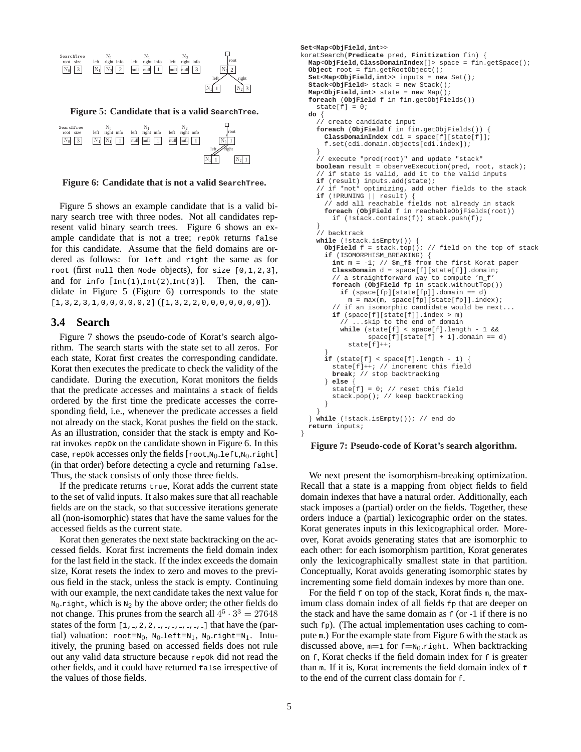| SearchTree root | size | $N_0$ left | right | info | $N_1$ left | right | info | $N_2$ left | right | info |
|---|---|---|---|---|---|---|---|---|---|---|
| $N_0$ | 3 | $N_1$ | $N_2$ | 2 | null | null | 1 | null | null | 3 |

**Figure 5: Candidate that is a valid `SearchTree`.**

| SearchTree root | size | $N_0$ left | right | info | $N_1$ left | right | info | $N_2$ left | right | info |
|---|---|---|---|---|---|---|---|---|---|---|
| $N_0$ | 3 | $N_1$ | $N_1$ | 1 | null | null | 1 | null | null | 1 |

**Figure 6: Candidate that is not a valid `SearchTree`.**

Figure 5 shows an example candidate that is a valid binary search tree with three nodes. Not all candidates represent valid binary search trees. Figure 6 shows an example candidate that is not a tree; `repOk` returns `false` for this candidate. Assume that the field domains are ordered as follows: for `left` and `right` the same as for `root` (first `null` then `Node` objects), for `size` `[0,1,2,3]`, and for `info` `[Int(1),Int(2),Int(3)]`. Then, the candidate in Figure 5 (Figure 6) corresponds to the state `[1,3,2,3,1,0,0,0,0,0,2]` (`[1,3,2,2,0,0,0,0,0,0,0]`).

## 3.4 Search

Figure 7 shows the pseudo-code of Korat's search algorithm. The search starts with the state set to all zeros. For each state, Korat first creates the corresponding candidate. Korat then executes the predicate to check the validity of the candidate. During the execution, Korat monitors the fields that the predicate accesses and maintains a `stack` of fields ordered by the first time the predicate accesses the corresponding field, i.e., whenever the predicate accesses a field not already on the stack, Korat pushes the field on the stack. As an illustration, consider that the stack is empty and Korat invokes `repOk` on the candidate shown in Figure 6. In this case, `repOk` accesses only the fields [`root`,$N_0$`.left`,$N_0$`.right`] (in that order) before detecting a cycle and returning `false`. Thus, the stack consists of only those three fields.

If the predicate returns `true`, Korat adds the current state to the set of valid inputs. It also makes sure that all reachable fields are on the stack, so that successive iterations generate all (non-isomorphic) states that have the same values for the accessed fields as the current state.

Korat then generates the next state backtracking on the accessed fields. Korat first increments the field domain index for the last field in the stack. If the index exceeds the domain size, Korat resets the index to zero and moves to the previous field in the stack, unless the stack is empty. Continuing with our example, the next candidate takes the next value for $N_0$`.right`, which is $N_2$ by the above order; the other fields do not change. This prunes from the search all $4^5 \cdot 3^3 = 27648$ states of the form `[1,_,2,2,_,_,_,_,_,_,_]` that have the (partial) valuation: `root`=$N_0$, $N_0$`.left`=$N_1$, $N_0$`.right`=$N_1$. Intuitively, the pruning based on accessed fields does not rule out any valid data structure because `repOk` did not read the other fields, and it could have returned `false` irrespective of the values of those fields.

```
Set<Map<ObjField,int>>
koratSearch(Predicate pred, Finitization fin) {
  Map<ObjField,ClassDomainIndex[]> space = fin.getSpace();
  Object root = fin.getRootObject();
  Set<Map<ObjField,int>> inputs = new Set();
  Stack<ObjField> stack = new Stack();
  Map<ObjField,int> state = new Map();
  foreach (ObjField f in fin.getObjFields())
    state[f] = 0;
  do {
    // create candidate input
    foreach (ObjField f in fin.getObjFields()) {
      ClassDomainIndex cdi = space[f][state[f]];
      f.set(cdi.domain.objects[cdi.index]);
    }
    // execute "pred(root)" and update "stack"
    boolean result = observeExecution(pred, root, stack);
    // if state is valid, add it to the valid inputs
    if (result) inputs.add(state);
    // if *not* optimizing, add other fields to the stack
    if (!PRUNING || result) {
      // add all reachable fields not already in stack
      foreach (ObjField f in reachableObjFields(root))
        if (!stack.contains(f)) stack.push(f);
    }
    // backtrack
    while (!stack.isEmpty()) {
      ObjField f = stack.top(); // field on the top of stack
      if (ISOMORPHISM_BREAKING) {
        int m = -1; // $m_f$ from the first Korat paper
        ClassDomain d = space[f][state[f]].domain;
        // a straightforward way to compute 'm_f'
        foreach (ObjField fp in stack.withoutTop())
          if (space[fp][state[fp]].domain == d)
            m = max(m, space[fp][state[fp]].index);
        // if an isomorphic candidate would be next...
        if (space[f][state[f]].index > m)
          // ...skip to the end of domain
          while (state[f] < space[f].length - 1 &&
                 space[f][state[f] + 1].domain == d)
            state[f]++;
      }
      if (state[f] < space[f].length - 1) {
        state[f]++; // increment this field
        break; // stop backtracking
      } else {
        state[f] = 0; // reset this field
        stack.pop(); // keep backtracking
      }
    }
  } while (!stack.isEmpty()); // end do
  return inputs;
}
```

**Figure 7: Pseudo-code of Korat's search algorithm.**

We next present the isomorphism-breaking optimization. Recall that a state is a mapping from object fields to field domain indexes that have a natural order. Additionally, each stack imposes a (partial) order on the fields. Together, these orders induce a (partial) lexicographic order on the states. Korat generates inputs in this lexicographical order. Moreover, Korat avoids generating states that are isomorphic to each other: for each isomorphism partition, Korat generates only the lexicographically smallest state in that partition. Conceptually, Korat avoids generating isomorphic states by incrementing some field domain indexes by more than one.

For the field `f` on top of the stack, Korat finds `m`, the maximum class domain index of all fields `fp` that are deeper on the stack and have the same domain as `f` (or -1 if there is no such `fp`). (The actual implementation uses caching to compute `m`.) For the example state from Figure 6 with the stack as discussed above, `m`=1 for `f`=$N_0$`.right`. When backtracking on `f`, Korat checks if the field domain index for `f` is greater than `m`. If it is, Korat increments the field domain index of `f` to the end of the current class domain for `f`.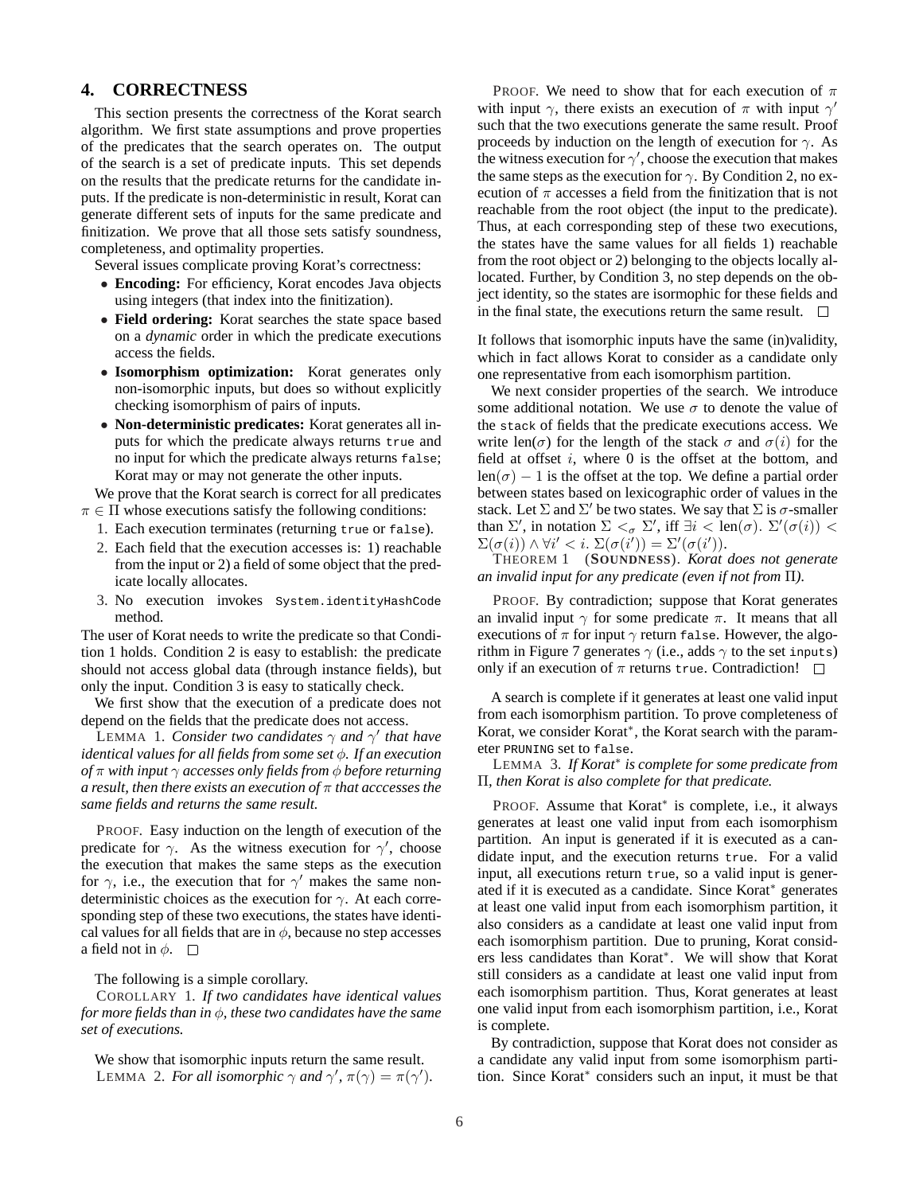## 4. CORRECTNESS

This section presents the correctness of the Korat search algorithm. We first state assumptions and prove properties of the predicates that the search operates on. The output of the search is a set of predicate inputs. This set depends on the results that the predicate returns for the candidate inputs. If the predicate is non-deterministic in result, Korat can generate different sets of inputs for the same predicate and finitization. We prove that all those sets satisfy soundness, completeness, and optimality properties.

Several issues complicate proving Korat's correctness:

- **Encoding:** For efficiency, Korat encodes Java objects using integers (that index into the finitization).
- **Field ordering:** Korat searches the state space based on a *dynamic* order in which the predicate executions access the fields.
- **Isomorphism optimization:** Korat generates only non-isomorphic inputs, but does so without explicitly checking isomorphism of pairs of inputs.
- **Non-deterministic predicates:** Korat generates all inputs for which the predicate always returns `true` and no input for which the predicate always returns `false`; Korat may or may not generate the other inputs.

We prove that the Korat search is correct for all predicates $\pi \in \Pi$ whose executions satisfy the following conditions:

1. Each execution terminates (returning `true` or `false`).
2. Each field that the execution accesses is: 1) reachable from the input or 2) a field of some object that the predicate locally allocates.
3. No execution invokes `System.identityHashCode` method.

The user of Korat needs to write the predicate so that Condition 1 holds. Condition 2 is easy to establish: the predicate should not access global data (through instance fields), but only the input. Condition 3 is easy to statically check.

We first show that the execution of a predicate does not depend on the fields that the predicate does not access.

LEMMA 1. *Consider two candidates $\gamma$ and $\gamma'$ that have identical values for all fields from some set $\phi$. If an execution of $\pi$ with input $\gamma$ accesses only fields from $\phi$ before returning a result, then there exists an execution of $\pi$ that acccesses the same fields and returns the same result.*

PROOF. Easy induction on the length of execution of the predicate for $\gamma$. As the witness execution for $\gamma'$, choose the execution that makes the same steps as the execution for $\gamma$, i.e., the execution that for $\gamma'$ makes the same non-deterministic choices as the execution for $\gamma$. At each corresponding step of these two executions, the states have identical values for all fields that are in $\phi$, because no step accesses a field not in $\phi$. □

The following is a simple corollary.

COROLLARY 1. *If two candidates have identical values for more fields than in $\phi$, these two candidates have the same set of executions.*

We show that isomorphic inputs return the same result.

LEMMA 2. *For all isomorphic $\gamma$ and $\gamma'$, $\pi(\gamma) = \pi(\gamma')$.*

PROOF. We need to show that for each execution of $\pi$ with input $\gamma$, there exists an execution of $\pi$ with input $\gamma'$ such that the two executions generate the same result. Proof proceeds by induction on the length of execution for $\gamma$. As the witness execution for $\gamma'$, choose the execution that makes the same steps as the execution for $\gamma$. By Condition 2, no execution of $\pi$ accesses a field from the finitization that is not reachable from the root object (the input to the predicate). Thus, at each corresponding step of these two executions, the states have the same values for all fields 1) reachable from the root object or 2) belonging to the objects locally allocated. Further, by Condition 3, no step depends on the object identity, so the states are isormophic for these fields and in the final state, the executions return the same result. □

It follows that isomorphic inputs have the same (in)validity, which in fact allows Korat to consider as a candidate only one representative from each isomorphism partition.

We next consider properties of the search. We introduce some additional notation. We use $\sigma$ to denote the value of the `stack` of fields that the predicate executions access. We write len($\sigma$) for the length of the stack $\sigma$ and $\sigma(i)$ for the field at offset $i$, where 0 is the offset at the bottom, and $\text{len}(\sigma) - 1$ is the offset at the top. We define a partial order between states based on lexicographic order of values in the stack. Let $\Sigma$ and $\Sigma'$ be two states. We say that $\Sigma$ is $\sigma$-smaller than $\Sigma'$, in notation $\Sigma <_\sigma \Sigma'$, iff $\exists i < \text{len}(\sigma).\ \Sigma'(\sigma(i)) < \Sigma(\sigma(i)) \wedge \forall i' < i.\ \Sigma(\sigma(i')) = \Sigma'(\sigma(i'))$.

THEOREM 1 (**SOUNDNESS**). *Korat does not generate an invalid input for any predicate (even if not from $\Pi$).*

PROOF. By contradiction; suppose that Korat generates an invalid input $\gamma$ for some predicate $\pi$. It means that all executions of $\pi$ for input $\gamma$ return `false`. However, the algorithm in Figure 7 generates $\gamma$ (i.e., adds $\gamma$ to the set `inputs`) only if an execution of $\pi$ returns `true`. Contradiction! □

A search is complete if it generates at least one valid input from each isomorphism partition. To prove completeness of Korat, we consider Korat$^*$, the Korat search with the parameter `PRUNING` set to `false`.

LEMMA 3. *If Korat$^*$ is complete for some predicate from $\Pi$, then Korat is also complete for that predicate.*

PROOF. Assume that Korat$^*$ is complete, i.e., it always generates at least one valid input from each isomorphism partition. An input is generated if it is executed as a candidate input, and the execution returns `true`. For a valid input, all executions return `true`, so a valid input is generated if it is executed as a candidate. Since Korat$^*$ generates at least one valid input from each isomorphism partition, it also considers as a candidate at least one valid input from each isomorphism partition. Due to pruning, Korat considers less candidates than Korat$^*$. We will show that Korat still considers as a candidate at least one valid input from each isomorphism partition. Thus, Korat generates at least one valid input from each isomorphism partition, i.e., Korat is complete.

By contradiction, suppose that Korat does not consider as a candidate any valid input from some isomorphism partition. Since Korat$^*$ considers such an input, it must be that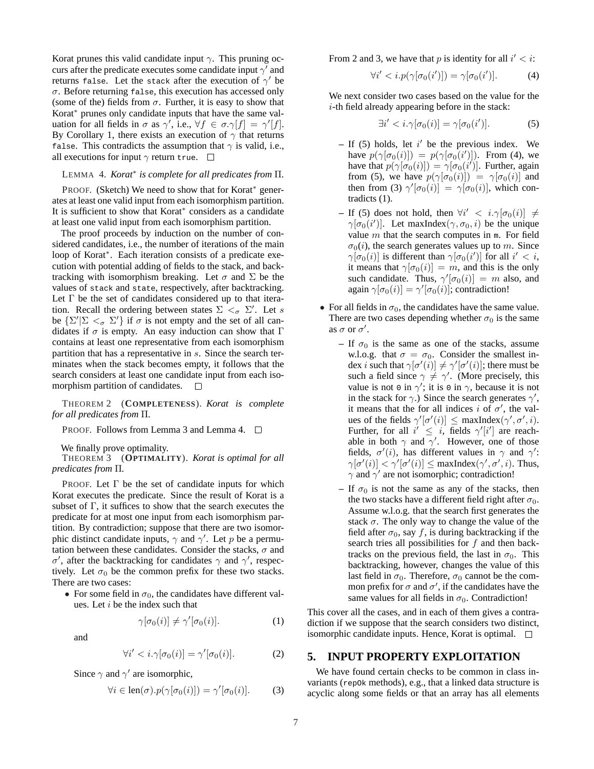Korat prunes this valid candidate input $\gamma$. This pruning occurs after the predicate executes some candidate input $\gamma'$ and returns `false`. Let the `stack` after the execution of $\gamma'$ be $\sigma$. Before returning `false`, this execution has accessed only (some of the) fields from $\sigma$. Further, it is easy to show that Korat$^*$ prunes only candidate inputs that have the same valuation for all fields in $\sigma$ as $\gamma'$, i.e., $\forall f \in \sigma.\gamma[f] = \gamma'[f]$. By Corollary 1, there exists an execution of $\gamma$ that returns `false`. This contradicts the assumption that $\gamma$ is valid, i.e., all executions for input $\gamma$ return `true`. □

LEMMA 4. *Korat$^*$ is complete for all predicates from $\Pi$.*

PROOF. (Sketch) We need to show that for Korat$^*$ generates at least one valid input from each isomorphism partition. It is sufficient to show that Korat$^*$ considers as a candidate at least one valid input from each isomorphism partition.

The proof proceeds by induction on the number of considered candidates, i.e., the number of iterations of the main loop of Korat$^*$. Each iteration consists of a predicate execution with potential adding of fields to the stack, and backtracking with isomorphism breaking. Let $\sigma$ and $\Sigma$ be the values of `stack` and `state`, respectively, after backtracking. Let $\Gamma$ be the set of candidates considered up to that iteration. Recall the ordering between states $\Sigma <_\sigma \Sigma'$. Let $s$ be $\{\Sigma' | \Sigma <_\sigma \Sigma'\}$ if $\sigma$ is not empty and the set of all candidates if $\sigma$ is empty. An easy induction can show that $\Gamma$ contains at least one representative from each isomorphism partition that has a representative in $s$. Since the search terminates when the stack becomes empty, it follows that the search considers at least one candidate input from each isomorphism partition of candidates. □

THEOREM 2 (**COMPLETENESS**). *Korat is complete for all predicates from $\Pi$.*

PROOF. Follows from Lemma 3 and Lemma 4. □

We finally prove optimality.

THEOREM 3 (**OPTIMALITY**). *Korat is optimal for all predicates from $\Pi$.*

PROOF. Let $\Gamma$ be the set of candidate inputs for which Korat executes the predicate. Since the result of Korat is a subset of $\Gamma$, it suffices to show that the search executes the predicate for at most one input from each isomorphism partition. By contradiction; suppose that there are two isomorphic distinct candidate inputs, $\gamma$ and $\gamma'$. Let $p$ be a permutation between these candidates. Consider the stacks, $\sigma$ and $\sigma'$, after the backtracking for candidates $\gamma$ and $\gamma'$, respectively. Let $\sigma_0$ be the common prefix for these two stacks. There are two cases:

- For some field in $\sigma_0$, the candidates have different values. Let $i$ be the index such that

$$\gamma[\sigma_0(i)] \neq \gamma'[\sigma_0(i)]. \tag{1}$$

  and

$$\forall i' < i.\gamma[\sigma_0(i)] = \gamma'[\sigma_0(i)]. \tag{2}$$

  Since $\gamma$ and $\gamma'$ are isomorphic,

$$\forall i \in \text{len}(\sigma).p(\gamma[\sigma_0(i)]) = \gamma'[\sigma_0(i)]. \tag{3}$$

  From 2 and 3, we have that $p$ is identity for all $i' < i$:

$$\forall i' < i.p(\gamma[\sigma_0(i')]) = \gamma[\sigma_0(i')]. \tag{4}$$

  We next consider two cases based on the value for the $i$-th field already appearing before in the stack:

$$\exists i' < i.\gamma[\sigma_0(i)] = \gamma[\sigma_0(i')]. \tag{5}$$

  - If (5) holds, let $i'$ be the previous index. We have $p(\gamma[\sigma_0(i)]) = p(\gamma[\sigma_0(i')])$. From (4), we have that $p(\gamma[\sigma_0(i)]) = \gamma[\sigma_0(i')]$. Further, again from (5), we have $p(\gamma[\sigma_0(i)]) = \gamma[\sigma_0(i)]$ and then from (3) $\gamma'[\sigma_0(i)] = \gamma[\sigma_0(i)]$, which contradicts (1).
  - If (5) does not hold, then $\forall i' < i.\gamma[\sigma_0(i)] \neq \gamma[\sigma_0(i')]$. Let maxIndex$(\gamma, \sigma_0, i)$ be the unique value $m$ that the search computes in `m`. For field $\sigma_0(i)$, the search generates values up to $m$. Since $\gamma[\sigma_0(i)]$ is different than $\gamma[\sigma_0(i')]$ for all $i' < i$, it means that $\gamma[\sigma_0(i)] = m$, and this is the only such candidate. Thus, $\gamma'[\sigma_0(i)] = m$ also, and again $\gamma[\sigma_0(i)] = \gamma'[\sigma_0(i)]$; contradiction!

- For all fields in $\sigma_0$, the candidates have the same value. There are two cases depending whether $\sigma_0$ is the same as $\sigma$ or $\sigma'$.
  - If $\sigma_0$ is the same as one of the stacks, assume w.l.o.g. that $\sigma = \sigma_0$. Consider the smallest index $i$ such that $\gamma[\sigma'(i)] \neq \gamma'[\sigma'(i)]$; there must be such a field since $\gamma \neq \gamma'$. (More precisely, this value is not `0` in $\gamma'$; it is `0` in $\gamma$, because it is not in the stack for $\gamma$.) Since the search generates $\gamma'$, it means that the for all indices $i$ of $\sigma'$, the values of the fields $\gamma'[\sigma'(i)] \leq$ maxIndex$(\gamma', \sigma', i)$. Further, for all $i' \leq i$, fields $\gamma'[i']$ are reachable in both $\gamma$ and $\gamma'$. However, one of those fields, $\sigma'(i)$, has different values in $\gamma$ and $\gamma'$: $\gamma[\sigma'(i)] < \gamma'[\sigma'(i)] \leq$ maxIndex$(\gamma', \sigma', i)$. Thus, $\gamma$ and $\gamma'$ are not isomorphic; contradiction!
  - If $\sigma_0$ is not the same as any of the stacks, then the two stacks have a different field right after $\sigma_0$. Assume w.l.o.g. that the search first generates the stack $\sigma$. The only way to change the value of the field after $\sigma_0$, say $f$, is during backtracking if the search tries all possibilities for $f$ and then backtracks on the previous field, the last in $\sigma_0$. This backtracking, however, changes the value of this last field in $\sigma_0$. Therefore, $\sigma_0$ cannot be the common prefix for $\sigma$ and $\sigma'$, if the candidates have the same values for all fields in $\sigma_0$. Contradiction!

This cover all the cases, and in each of them gives a contradiction if we suppose that the search considers two distinct, isomorphic candidate inputs. Hence, Korat is optimal. □

## 5. INPUT PROPERTY EXPLOITATION

We have found certain checks to be common in class invariants (`repOk` methods), e.g., that a linked data structure is acyclic along some fields or that an array has all elements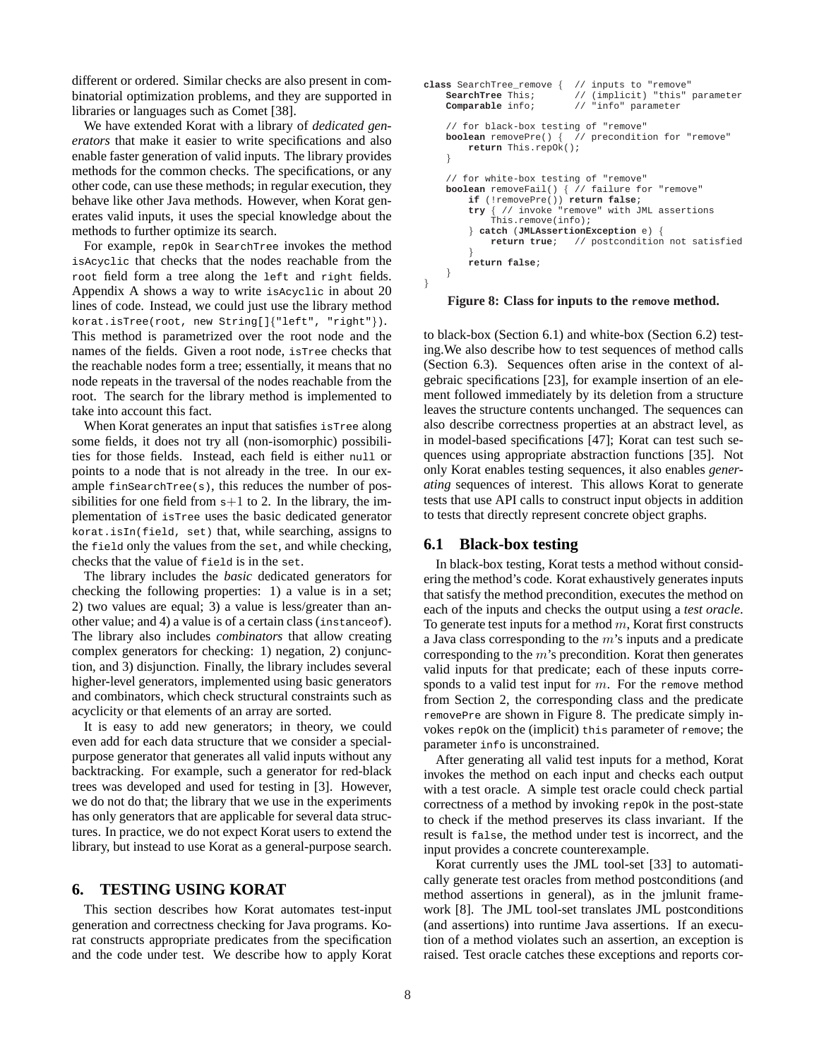different or ordered. Similar checks are also present in combinatorial optimization problems, and they are supported in libraries or languages such as Comet [38].

We have extended Korat with a library of *dedicated generators* that make it easier to write specifications and also enable faster generation of valid inputs. The library provides methods for the common checks. The specifications, or any other code, can use these methods; in regular execution, they behave like other Java methods. However, when Korat generates valid inputs, it uses the special knowledge about the methods to further optimize its search.

For example, `repOk` in `SearchTree` invokes the method `isAcyclic` that checks that the nodes reachable from the `root` field form a tree along the `left` and `right` fields. Appendix A shows a way to write `isAcyclic` in about 20 lines of code. Instead, we could just use the library method `korat.isTree(root, new String[]{"left", "right"})`. This method is parametrized over the root node and the names of the fields. Given a root node, `isTree` checks that the reachable nodes form a tree; essentially, it means that no node repeats in the traversal of the nodes reachable from the root. The search for the library method is implemented to take into account this fact.

When Korat generates an input that satisfies `isTree` along some fields, it does not try all (non-isomorphic) possibilities for those fields. Instead, each field is either `null` or points to a node that is not already in the tree. In our example `finSearchTree(s)`, this reduces the number of possibilities for one field from $s+1$ to 2. In the library, the implementation of `isTree` uses the basic dedicated generator `korat.isIn(field, set)` that, while searching, assigns to the `field` only the values from the `set`, and while checking, checks that the value of `field` is in the `set`.

The library includes the *basic* dedicated generators for checking the following properties: 1) a value is in a set; 2) two values are equal; 3) a value is less/greater than another value; and 4) a value is of a certain class (`instanceof`). The library also includes *combinators* that allow creating complex generators for checking: 1) negation, 2) conjunction, and 3) disjunction. Finally, the library includes several higher-level generators, implemented using basic generators and combinators, which check structural constraints such as acyclicity or that elements of an array are sorted.

It is easy to add new generators; in theory, we could even add for each data structure that we consider a special-purpose generator that generates all valid inputs without any backtracking. For example, such a generator for red-black trees was developed and used for testing in [3]. However, we do not do that; the library that we use in the experiments has only generators that are applicable for several data structures. In practice, we do not expect Korat users to extend the library, but instead to use Korat as a general-purpose search.

# 6. TESTING USING KORAT

This section describes how Korat automates test-input generation and correctness checking for Java programs. Korat constructs appropriate predicates from the specification and the code under test. We describe how to apply Korat to black-box (Section 6.1) and white-box (Section 6.2) testing.We also describe how to test sequences of method calls (Section 6.3). Sequences often arise in the context of algebraic specifications [23], for example insertion of an element followed immediately by its deletion from a structure leaves the structure contents unchanged. The sequences can also describe correctness properties at an abstract level, as in model-based specifications [47]; Korat can test such sequences using appropriate abstraction functions [35]. Not only Korat enables testing sequences, it also enables *generating* sequences of interest. This allows Korat to generate tests that use API calls to construct input objects in addition to tests that directly represent concrete object graphs.

```
class SearchTree_remove {  // inputs to "remove"
    SearchTree This;       // (implicit) "this" parameter
    Comparable info;       // "info" parameter

    // for black-box testing of "remove"
    boolean removePre() {  // precondition for "remove"
        return This.repOk();
    }

    // for white-box testing of "remove"
    boolean removeFail() { // failure for "remove"
        if (!removePre()) return false;
        try { // invoke "remove" with JML assertions
            This.remove(info);
        } catch (JMLAssertionException e) {
            return true;   // postcondition not satisfied
        }
        return false;
    }
}
```

**Figure 8: Class for inputs to the `remove` method.**

## 6.1 Black-box testing

In black-box testing, Korat tests a method without considering the method's code. Korat exhaustively generates inputs that satisfy the method precondition, executes the method on each of the inputs and checks the output using a *test oracle*. To generate test inputs for a method $m$, Korat first constructs a Java class corresponding to the $m$'s inputs and a predicate corresponding to the $m$'s precondition. Korat then generates valid inputs for that predicate; each of these inputs corresponds to a valid test input for $m$. For the `remove` method from Section 2, the corresponding class and the predicate `removePre` are shown in Figure 8. The predicate simply invokes `repOk` on the (implicit) `this` parameter of `remove`; the parameter `info` is unconstrained.

After generating all valid test inputs for a method, Korat invokes the method on each input and checks each output with a test oracle. A simple test oracle could check partial correctness of a method by invoking `repOk` in the post-state to check if the method preserves its class invariant. If the result is `false`, the method under test is incorrect, and the input provides a concrete counterexample.

Korat currently uses the JML tool-set [33] to automatically generate test oracles from method postconditions (and method assertions in general), as in the jmlunit framework [8]. The JML tool-set translates JML postconditions (and assertions) into runtime Java assertions. If an execution of a method violates such an assertion, an exception is raised. Test oracle catches these exceptions and reports cor-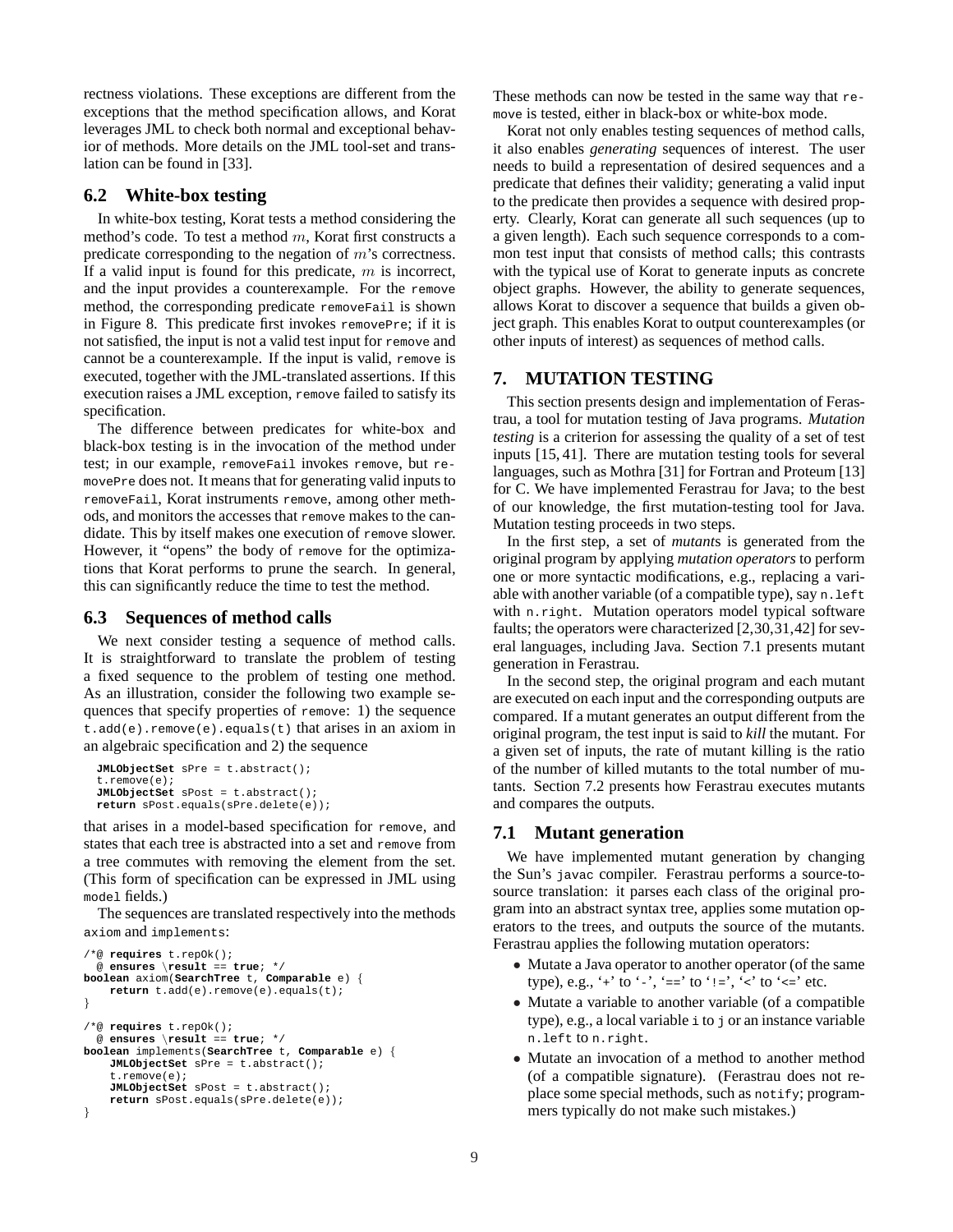rectness violations. These exceptions are different from the exceptions that the method specification allows, and Korat leverages JML to check both normal and exceptional behavior of methods. More details on the JML tool-set and translation can be found in [33].

### 6.2 White-box testing

In white-box testing, Korat tests a method considering the method's code. To test a method $m$, Korat first constructs a predicate corresponding to the negation of $m$'s correctness. If a valid input is found for this predicate, $m$ is incorrect, and the input provides a counterexample. For the `remove` method, the corresponding predicate `removeFail` is shown in Figure 8. This predicate first invokes `removePre`; if it is not satisfied, the input is not a valid test input for `remove` and cannot be a counterexample. If the input is valid, `remove` is executed, together with the JML-translated assertions. If this execution raises a JML exception, `remove` failed to satisfy its specification.

The difference between predicates for white-box and black-box testing is in the invocation of the method under test; in our example, `removeFail` invokes `remove`, but `removePre` does not. It means that for generating valid inputs to `removeFail`, Korat instruments `remove`, among other methods, and monitors the accesses that `remove` makes to the candidate. This by itself makes one execution of `remove` slower. However, it "opens" the body of `remove` for the optimizations that Korat performs to prune the search. In general, this can significantly reduce the time to test the method.

### 6.3 Sequences of method calls

We next consider testing a sequence of method calls. It is straightforward to translate the problem of testing a fixed sequence to the problem of testing one method. As an illustration, consider the following two example sequences that specify properties of `remove`: 1) the sequence `t.add(e).remove(e).equals(t)` that arises in an axiom in an algebraic specification and 2) the sequence

```
JMLObjectSet sPre = t.abstract();
t.remove(e);
JMLObjectSet sPost = t.abstract();
return sPost.equals(sPre.delete(e));
```

that arises in a model-based specification for `remove`, and states that each tree is abstracted into a set and `remove` from a tree commutes with removing the element from the set. (This form of specification can be expressed in JML using `model` fields.)

The sequences are translated respectively into the methods `axiom` and `implements`:

```
/*@ requires t.repOk();
  @ ensures \result == true; */
boolean axiom(SearchTree t, Comparable e) {
    return t.add(e).remove(e).equals(t);
}

/*@ requires t.repOk();
  @ ensures \result == true; */
boolean implements(SearchTree t, Comparable e) {
    JMLObjectSet sPre = t.abstract();
    t.remove(e);
    JMLObjectSet sPost = t.abstract();
    return sPost.equals(sPre.delete(e));
}
```

These methods can now be tested in the same way that `remove` is tested, either in black-box or white-box mode.

Korat not only enables testing sequences of method calls, it also enables *generating* sequences of interest. The user needs to build a representation of desired sequences and a predicate that defines their validity; generating a valid input to the predicate then provides a sequence with desired property. Clearly, Korat can generate all such sequences (up to a given length). Each such sequence corresponds to a common test input that consists of method calls; this contrasts with the typical use of Korat to generate inputs as concrete object graphs. However, the ability to generate sequences, allows Korat to discover a sequence that builds a given object graph. This enables Korat to output counterexamples (or other inputs of interest) as sequences of method calls.

## 7. MUTATION TESTING

This section presents design and implementation of Ferastrau, a tool for mutation testing of Java programs. *Mutation testing* is a criterion for assessing the quality of a set of test inputs [15, 41]. There are mutation testing tools for several languages, such as Mothra [31] for Fortran and Proteum [13] for C. We have implemented Ferastrau for Java; to the best of our knowledge, the first mutation-testing tool for Java. Mutation testing proceeds in two steps.

In the first step, a set of *mutant*s is generated from the original program by applying *mutation operators* to perform one or more syntactic modifications, e.g., replacing a variable with another variable (of a compatible type), say `n.left` with `n.right`. Mutation operators model typical software faults; the operators were characterized [2,30,31,42] for several languages, including Java. Section 7.1 presents mutant generation in Ferastrau.

In the second step, the original program and each mutant are executed on each input and the corresponding outputs are compared. If a mutant generates an output different from the original program, the test input is said to *kill* the mutant. For a given set of inputs, the rate of mutant killing is the ratio of the number of killed mutants to the total number of mutants. Section 7.2 presents how Ferastrau executes mutants and compares the outputs.

### 7.1 Mutant generation

We have implemented mutant generation by changing the Sun's `javac` compiler. Ferastrau performs a source-to-source translation: it parses each class of the original program into an abstract syntax tree, applies some mutation operators to the trees, and outputs the source of the mutants. Ferastrau applies the following mutation operators:

- Mutate a Java operator to another operator (of the same type), e.g., '`+`' to '`-`', '`==`' to '`!=`', '`<`' to '`<=`' etc.
- Mutate a variable to another variable (of a compatible type), e.g., a local variable `i` to `j` or an instance variable `n.left` to `n.right`.
- Mutate an invocation of a method to another method (of a compatible signature). (Ferastrau does not replace some special methods, such as `notify`; programmers typically do not make such mistakes.)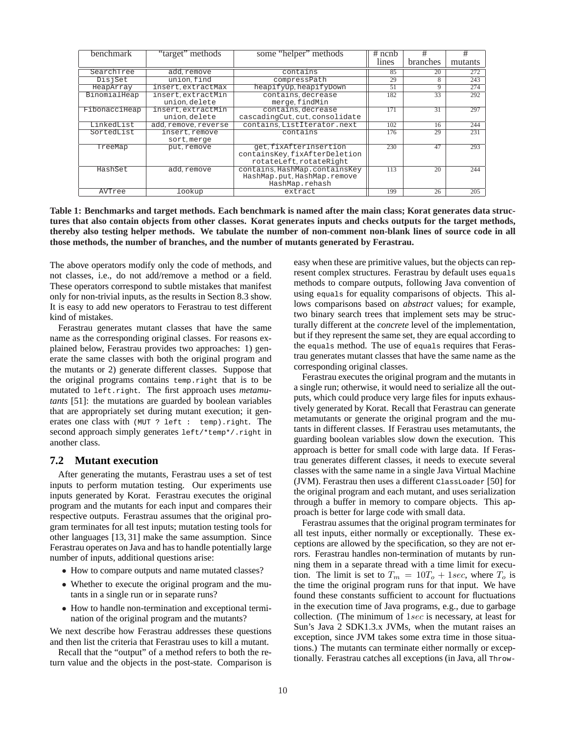| benchmark | "target" methods | some "helper" methods | # ncnb lines | # branches | # mutants |
|---|---|---|---|---|---|
| SearchTree | add, remove | contains | 85 | 20 | 272 |
| DisjSet | union, find | compressPath | 29 | 8 | 243 |
| HeapArray | insert, extractMax | heapifyUp, heapifyDown | 51 | 9 | 274 |
| BinomialHeap | insert, extractMin union, delete | contains, decrease merge, findMin | 182 | 33 | 292 |
| FibonacciHeap | insert, extractMin union, delete | contains, decrease cascadingCut, cut, consolidate | 171 | 31 | 297 |
| LinkedList | add, remove, reverse | contains, ListIterator.next | 102 | 16 | 244 |
| SortedList | insert, remove sort, merge | contains | 176 | 29 | 231 |
| TreeMap | put, remove | get, fixAfterInsertion containsKey, fixAfterDeletion rotateLeft, rotateRight | 230 | 47 | 293 |
| HashSet | add, remove | contains, HashMap.containsKey HashMap.put, HashMap.remove HashMap.rehash | 113 | 20 | 244 |
| AVTree | lookup | extract | 199 | 26 | 205 |

**Table 1: Benchmarks and target methods. Each benchmark is named after the main class; Korat generates data structures that also contain objects from other classes. Korat generates inputs and checks outputs for the target methods, thereby also testing helper methods. We tabulate the number of non-comment non-blank lines of source code in all those methods, the number of branches, and the number of mutants generated by Ferastrau.**

The above operators modify only the code of methods, and not classes, i.e., do not add/remove a method or a field. These operators correspond to subtle mistakes that manifest only for non-trivial inputs, as the results in Section 8.3 show. It is easy to add new operators to Ferastrau to test different kind of mistakes.

Ferastrau generates mutant classes that have the same name as the corresponding original classes. For reasons explained below, Ferastrau provides two approaches: 1) generate the same classes with both the original program and the mutants or 2) generate different classes. Suppose that the original programs contains `temp.right` that is to be mutated to `left.right`. The first approach uses *metamutants* [51]: the mutations are guarded by boolean variables that are appropriately set during mutant execution; it generates one class with `(MUT ? left : temp).right`. The second approach simply generates `left/*temp*/.right` in another class.

### 7.2 Mutant execution

After generating the mutants, Ferastrau uses a set of test inputs to perform mutation testing. Our experiments use inputs generated by Korat. Ferastrau executes the original program and the mutants for each input and compares their respective outputs. Ferastrau assumes that the original program terminates for all test inputs; mutation testing tools for other languages [13, 31] make the same assumption. Since Ferastrau operates on Java and has to handle potentially large number of inputs, additional questions arise:

- How to compare outputs and name mutated classes?
- Whether to execute the original program and the mutants in a single run or in separate runs?
- How to handle non-termination and exceptional termination of the original program and the mutants?

We next describe how Ferastrau addresses these questions and then list the criteria that Ferastrau uses to kill a mutant.

Recall that the "output" of a method refers to both the return value and the objects in the post-state. Comparison is easy when these are primitive values, but the objects can represent complex structures. Ferastrau by default uses `equals` methods to compare outputs, following Java convention of using `equals` for equality comparisons of objects. This allows comparisons based on *abstract* values; for example, two binary search trees that implement sets may be structurally different at the *concrete* level of the implementation, but if they represent the same set, they are equal according to the `equals` method. The use of `equals` requires that Ferastrau generates mutant classes that have the same name as the corresponding original classes.

Ferastrau executes the original program and the mutants in a single run; otherwise, it would need to serialize all the outputs, which could produce very large files for inputs exhaustively generated by Korat. Recall that Ferastrau can generate metamutants or generate the original program and the mutants in different classes. If Ferastrau uses metamutants, the guarding boolean variables slow down the execution. This approach is better for small code with large data. If Ferastrau generates different classes, it needs to execute several classes with the same name in a single Java Virtual Machine (JVM). Ferastrau then uses a different `ClassLoader` [50] for the original program and each mutant, and uses serialization through a buffer in memory to compare objects. This approach is better for large code with small data.

Ferastrau assumes that the original program terminates for all test inputs, either normally or exceptionally. These exceptions are allowed by the specification, so they are not errors. Ferastrau handles non-termination of mutants by running them in a separate thread with a time limit for execution. The limit is set to $T_m = 10T_o + 1sec$, where $T_o$ is the time the original program runs for that input. We have found these constants sufficient to account for fluctuations in the execution time of Java programs, e.g., due to garbage collection. (The minimum of $1sec$ is necessary, at least for Sun's Java 2 SDK1.3.x JVMs, when the mutant raises an exception, since JVM takes some extra time in those situations.) The mutants can terminate either normally or exceptionally. Ferastrau catches all exceptions (in Java, all `Throw-`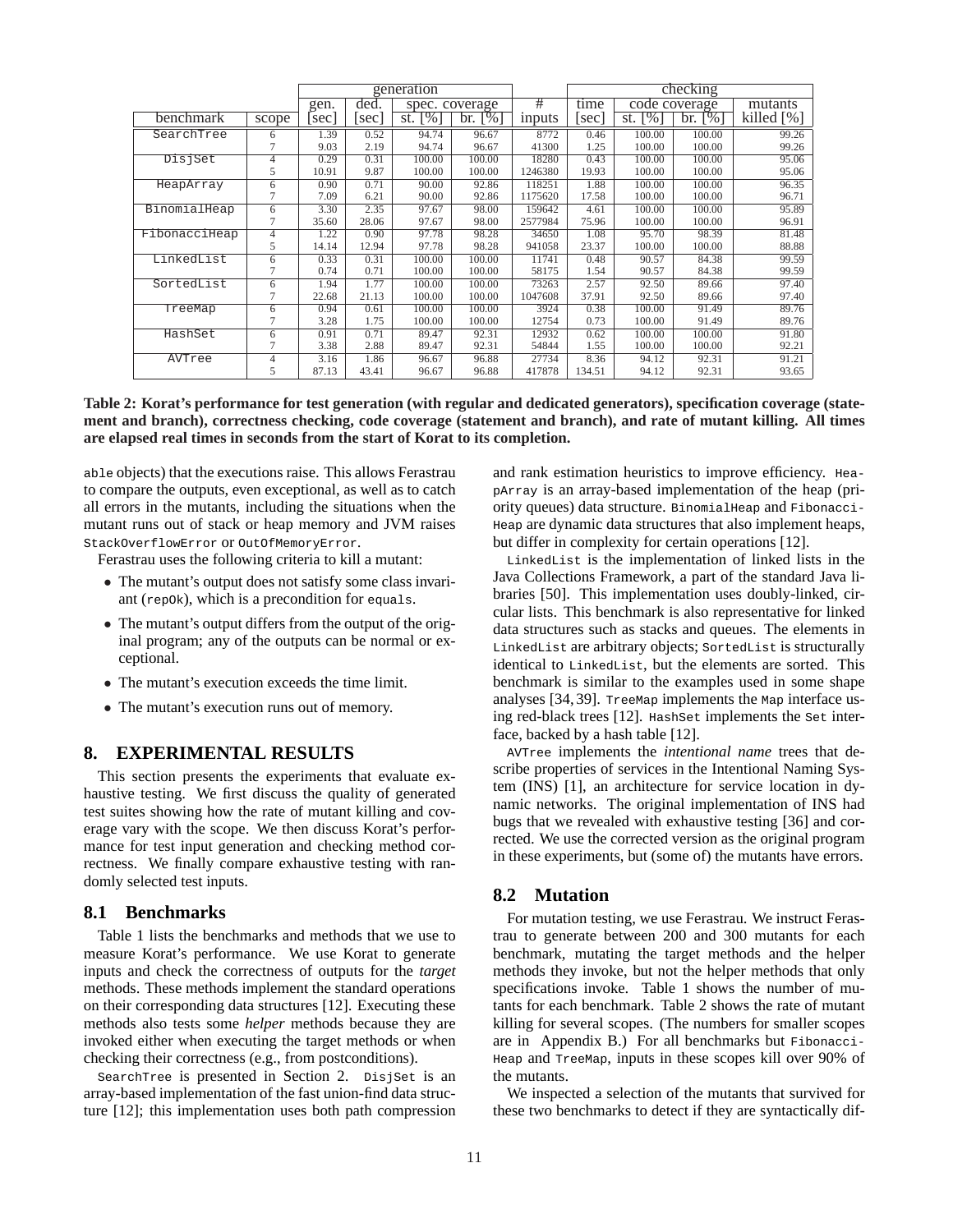| | | generation | | | | | checking | | | |
|---|---|---|---|---|---|---|---|---|---|---|
| | | gen. | ded. | spec. coverage | | # | time | code coverage | | mutants |
| benchmark | scope | [sec] | [sec] | st. [%] | br. [%] | inputs | [sec] | st. [%] | br. [%] | killed [%] |
| SearchTree | 6 | 1.39 | 0.52 | 94.74 | 96.67 | 8772 | 0.46 | 100.00 | 100.00 | 99.26 |
| | 7 | 9.03 | 2.19 | 94.74 | 96.67 | 41300 | 1.25 | 100.00 | 100.00 | 99.26 |
| DisjSet | 4 | 0.29 | 0.31 | 100.00 | 100.00 | 18280 | 0.43 | 100.00 | 100.00 | 95.06 |
| | 5 | 10.91 | 9.87 | 100.00 | 100.00 | 1246380 | 19.93 | 100.00 | 100.00 | 95.06 |
| HeapArray | 6 | 0.90 | 0.71 | 90.00 | 92.86 | 118251 | 1.88 | 100.00 | 100.00 | 96.35 |
| | 7 | 7.09 | 6.21 | 90.00 | 92.86 | 1175620 | 17.58 | 100.00 | 100.00 | 96.71 |
| BinomialHeap | 6 | 3.30 | 2.35 | 97.67 | 98.00 | 159642 | 4.61 | 100.00 | 100.00 | 95.89 |
| | 7 | 35.60 | 28.06 | 97.67 | 98.00 | 2577984 | 75.96 | 100.00 | 100.00 | 96.91 |
| FibonacciHeap | 4 | 1.22 | 0.90 | 97.78 | 98.28 | 34650 | 1.08 | 95.70 | 98.39 | 81.48 |
| | 5 | 14.14 | 12.94 | 97.78 | 98.28 | 941058 | 23.37 | 100.00 | 100.00 | 88.88 |
| LinkedList | 6 | 0.33 | 0.31 | 100.00 | 100.00 | 11741 | 0.48 | 90.57 | 84.38 | 99.59 |
| | 7 | 0.74 | 0.71 | 100.00 | 100.00 | 58175 | 1.54 | 90.57 | 84.38 | 99.59 |
| SortedList | 6 | 1.94 | 1.77 | 100.00 | 100.00 | 73263 | 2.57 | 92.50 | 89.66 | 97.40 |
| | 7 | 22.68 | 21.13 | 100.00 | 100.00 | 1047608 | 37.91 | 92.50 | 89.66 | 97.40 |
| TreeMap | 6 | 0.94 | 0.61 | 100.00 | 100.00 | 3924 | 0.38 | 100.00 | 91.49 | 89.76 |
| | 7 | 3.28 | 1.75 | 100.00 | 100.00 | 12754 | 0.73 | 100.00 | 91.49 | 89.76 |
| HashSet | 6 | 0.91 | 0.71 | 89.47 | 92.31 | 12932 | 0.62 | 100.00 | 100.00 | 91.80 |
| | 7 | 3.38 | 2.88 | 89.47 | 92.31 | 54844 | 1.55 | 100.00 | 100.00 | 92.21 |
| AVTree | 4 | 3.16 | 1.86 | 96.67 | 96.88 | 27734 | 8.36 | 94.12 | 92.31 | 91.21 |
| | 5 | 87.13 | 43.41 | 96.67 | 96.88 | 417878 | 134.51 | 94.12 | 92.31 | 93.65 |

**Table 2: Korat's performance for test generation (with regular and dedicated generators), specification coverage (statement and branch), correctness checking, code coverage (statement and branch), and rate of mutant killing. All times are elapsed real times in seconds from the start of Korat to its completion.**

able objects) that the executions raise. This allows Ferastrau to compare the outputs, even exceptional, as well as to catch all errors in the mutants, including the situations when the mutant runs out of stack or heap memory and JVM raises `StackOverflowError` or `OutOfMemoryError`.

Ferastrau uses the following criteria to kill a mutant:

- The mutant's output does not satisfy some class invariant (`repOk`), which is a precondition for `equals`.
- The mutant's output differs from the output of the original program; any of the outputs can be normal or exceptional.
- The mutant's execution exceeds the time limit.
- The mutant's execution runs out of memory.

## 8. EXPERIMENTAL RESULTS

This section presents the experiments that evaluate exhaustive testing. We first discuss the quality of generated test suites showing how the rate of mutant killing and coverage vary with the scope. We then discuss Korat's performance for test input generation and checking method correctness. We finally compare exhaustive testing with randomly selected test inputs.

### 8.1 Benchmarks

Table 1 lists the benchmarks and methods that we use to measure Korat's performance. We use Korat to generate inputs and check the correctness of outputs for the *target* methods. These methods implement the standard operations on their corresponding data structures [12]. Executing these methods also tests some *helper* methods because they are invoked either when executing the target methods or when checking their correctness (e.g., from postconditions).

`SearchTree` is presented in Section 2. `DisjSet` is an array-based implementation of the fast union-find data structure [12]; this implementation uses both path compression and rank estimation heuristics to improve efficiency. `HeapArray` is an array-based implementation of the heap (priority queues) data structure. `BinomialHeap` and `FibonacciHeap` are dynamic data structures that also implement heaps, but differ in complexity for certain operations [12].

`LinkedList` is the implementation of linked lists in the Java Collections Framework, a part of the standard Java libraries [50]. This implementation uses doubly-linked, circular lists. This benchmark is also representative for linked data structures such as stacks and queues. The elements in `LinkedList` are arbitrary objects; `SortedList` is structurally identical to `LinkedList`, but the elements are sorted. This benchmark is similar to the examples used in some shape analyses [34, 39]. `TreeMap` implements the `Map` interface using red-black trees [12]. `HashSet` implements the `Set` interface, backed by a hash table [12].

`AVTree` implements the *intentional name* trees that describe properties of services in the Intentional Naming System (INS) [1], an architecture for service location in dynamic networks. The original implementation of INS had bugs that we revealed with exhaustive testing [36] and corrected. We use the corrected version as the original program in these experiments, but (some of) the mutants have errors.

### 8.2 Mutation

For mutation testing, we use Ferastrau. We instruct Ferastrau to generate between 200 and 300 mutants for each benchmark, mutating the target methods and the helper methods they invoke, but not the helper methods that only specifications invoke. Table 1 shows the number of mutants for each benchmark. Table 2 shows the rate of mutant killing for several scopes. (The numbers for smaller scopes are in Appendix B.) For all benchmarks but `FibonacciHeap` and `TreeMap`, inputs in these scopes kill over 90% of the mutants.

We inspected a selection of the mutants that survived for these two benchmarks to detect if they are syntactically dif-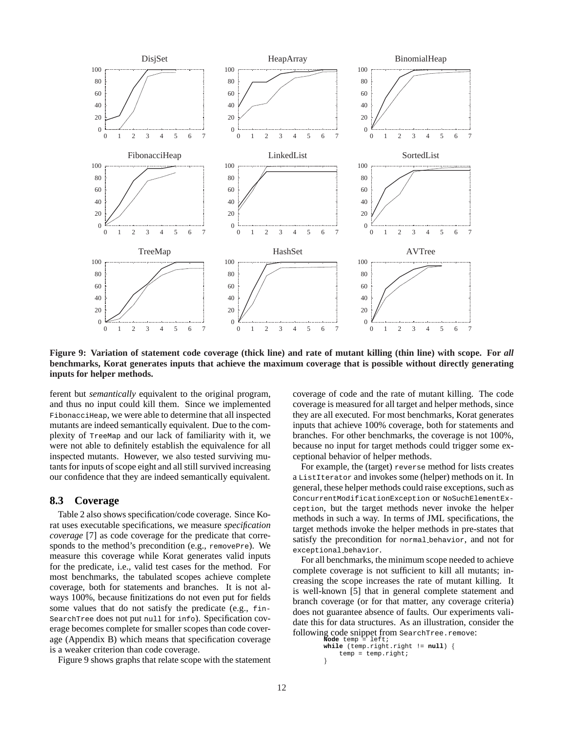**Figure 9: Variation of statement code coverage (thick line) and rate of mutant killing (thin line) with scope. For *all* benchmarks, Korat generates inputs that achieve the maximum coverage that is possible without directly generating inputs for helper methods.**

ferent but *semantically* equivalent to the original program, and thus no input could kill them. Since we implemented `FibonacciHeap`, we were able to determine that all inspected mutants are indeed semantically equivalent. Due to the complexity of `TreeMap` and our lack of familiarity with it, we were not able to definitely establish the equivalence for all inspected mutants. However, we also tested surviving mutants for inputs of scope eight and all still survived increasing our confidence that they are indeed semantically equivalent.

## 8.3 Coverage

Table 2 also shows specification/code coverage. Since Korat uses executable specifications, we measure *specification coverage* [7] as code coverage for the predicate that corresponds to the method's precondition (e.g., `removePre`). We measure this coverage while Korat generates valid inputs for the predicate, i.e., valid test cases for the method. For most benchmarks, the tabulated scopes achieve complete coverage, both for statements and branches. It is not always 100%, because finitizations do not even put for fields some values that do not satisfy the predicate (e.g., `finSearchTree` does not put `null` for `info`). Specification coverage becomes complete for smaller scopes than code coverage (Appendix B) which means that specification coverage is a weaker criterion than code coverage.

Figure 9 shows graphs that relate scope with the statement coverage of code and the rate of mutant killing. The code coverage is measured for all target and helper methods, since they are all executed. For most benchmarks, Korat generates inputs that achieve 100% coverage, both for statements and branches. For other benchmarks, the coverage is not 100%, because no input for target methods could trigger some exceptional behavior of helper methods.

For example, the (target) `reverse` method for lists creates a `ListIterator` and invokes some (helper) methods on it. In general, these helper methods could raise exceptions, such as `ConcurrentModificationException` or `NoSuchElementException`, but the target methods never invoke the helper methods in such a way. In terms of JML specifications, the target methods invoke the helper methods in pre-states that satisfy the precondition for `normal_behavior`, and not for `exceptional_behavior`.

For all benchmarks, the minimum scope needed to achieve complete coverage is not sufficient to kill all mutants; increasing the scope increases the rate of mutant killing. It is well-known [5] that in general complete statement and branch coverage (or for that matter, any coverage criteria) does not guarantee absence of faults. Our experiments validate this for data structures. As an illustration, consider the following code snippet from `SearchTree.remove`:

```
Node temp = left;
while (temp.right.right != null) {
    temp = temp.right;
}
```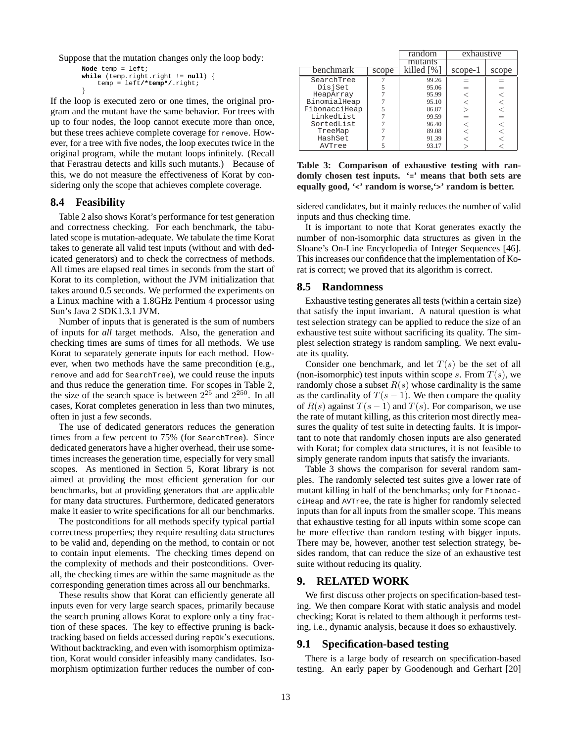Suppose that the mutation changes only the loop body:

```
Node temp = left;
while (temp.right.right != null) {
    temp = left/*temp*/.right;
}
```

If the loop is executed zero or one times, the original program and the mutant have the same behavior. For trees with up to four nodes, the loop cannot execute more than once, but these trees achieve complete coverage for `remove`. However, for a tree with five nodes, the loop executes twice in the original program, while the mutant loops infinitely. (Recall that Ferastrau detects and kills such mutants.) Because of this, we do not measure the effectiveness of Korat by considering only the scope that achieves complete coverage.

## 8.4 Feasibility

Table 2 also shows Korat's performance for test generation and correctness checking. For each benchmark, the tabulated scope is mutation-adequate. We tabulate the time Korat takes to generate all valid test inputs (without and with dedicated generators) and to check the correctness of methods. All times are elapsed real times in seconds from the start of Korat to its completion, without the JVM initialization that takes around 0.5 seconds. We performed the experiments on a Linux machine with a 1.8GHz Pentium 4 processor using Sun's Java 2 SDK1.3.1 JVM.

Number of inputs that is generated is the sum of numbers of inputs for *all* target methods. Also, the generation and checking times are sums of times for all methods. We use Korat to separately generate inputs for each method. However, when two methods have the same precondition (e.g., `remove` and `add` for `SearchTree`), we could reuse the inputs and thus reduce the generation time. For scopes in Table 2, the size of the search space is between $2^{25}$ and $2^{250}$. In all cases, Korat completes generation in less than two minutes, often in just a few seconds.

The use of dedicated generators reduces the generation times from a few percent to 75% (for `SearchTree`). Since dedicated generators have a higher overhead, their use sometimes increases the generation time, especially for very small scopes. As mentioned in Section 5, Korat library is not aimed at providing the most efficient generation for our benchmarks, but at providing generators that are applicable for many data structures. Furthermore, dedicated generators make it easier to write specifications for all our benchmarks.

The postconditions for all methods specify typical partial correctness properties; they require resulting data structures to be valid and, depending on the method, to contain or not to contain input elements. The checking times depend on the complexity of methods and their postconditions. Overall, the checking times are within the same magnitude as the corresponding generation times across all our benchmarks.

These results show that Korat can efficiently generate all inputs even for very large search spaces, primarily because the search pruning allows Korat to explore only a tiny fraction of these spaces. The key to effective pruning is backtracking based on fields accessed during `repOk`'s executions. Without backtracking, and even with isomorphism optimization, Korat would consider infeasibly many candidates. Isomorphism optimization further reduces the number of considered candidates, but it mainly reduces the number of valid inputs and thus checking time.

It is important to note that Korat generates exactly the number of non-isomorphic data structures as given in the Sloane's On-Line Encyclopedia of Integer Sequences [46]. This increases our confidence that the implementation of Korat is correct; we proved that its algorithm is correct.

| benchmark | scope | random mutants killed [%] | exhaustive scope-1 | exhaustive scope |
|---|---|---|---|---|
| SearchTree | 7 | 99.26 | = | = |
| DisjSet | 5 | 95.06 | = | = |
| HeapArray | 7 | 95.99 | < | < |
| BinomialHeap | 7 | 95.10 | < | < |
| FibonacciHeap | 5 | 86.87 | > | < |
| LinkedList | 7 | 99.59 | = | = |
| SortedList | 7 | 96.40 | < | < |
| TreeMap | 7 | 89.08 | < | < |
| HashSet | 7 | 91.39 | < | < |
| AVTree | 5 | 93.17 | > | < |

**Table 3: Comparison of exhaustive testing with randomly chosen test inputs. '=' means that both sets are equally good, '<' random is worse,'>' random is better.**

## 8.5 Randomness

Exhaustive testing generates all tests (within a certain size) that satisfy the input invariant. A natural question is what test selection strategy can be applied to reduce the size of an exhaustive test suite without sacrificing its quality. The simplest selection strategy is random sampling. We next evaluate its quality.

Consider one benchmark, and let $T(s)$ be the set of all (non-isomorphic) test inputs within scope $s$. From $T(s)$, we randomly chose a subset $R(s)$ whose cardinality is the same as the cardinality of $T(s-1)$. We then compare the quality of $R(s)$ against $T(s-1)$ and $T(s)$. For comparison, we use the rate of mutant killing, as this criterion most directly measures the quality of test suite in detecting faults. It is important to note that randomly chosen inputs are also generated with Korat; for complex data structures, it is not feasible to simply generate random inputs that satisfy the invariants.

Table 3 shows the comparison for several random samples. The randomly selected test suites give a lower rate of mutant killing in half of the benchmarks; only for `FibonacciHeap` and `AVTree`, the rate is higher for randomly selected inputs than for all inputs from the smaller scope. This means that exhaustive testing for all inputs within some scope can be more effective than random testing with bigger inputs. There may be, however, another test selection strategy, besides random, that can reduce the size of an exhaustive test suite without reducing its quality.

# 9. RELATED WORK

We first discuss other projects on specification-based testing. We then compare Korat with static analysis and model checking; Korat is related to them although it performs testing, i.e., dynamic analysis, because it does so exhaustively.

## 9.1 Specification-based testing

There is a large body of research on specification-based testing. An early paper by Goodenough and Gerhart [20]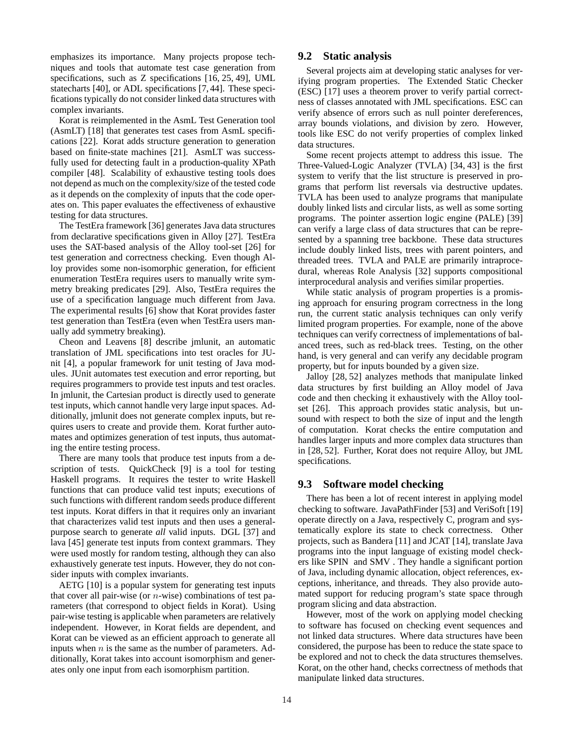emphasizes its importance. Many projects propose techniques and tools that automate test case generation from specifications, such as Z specifications [16, 25, 49], UML statecharts [40], or ADL specifications [7, 44]. These specifications typically do not consider linked data structures with complex invariants.

Korat is reimplemented in the AsmL Test Generation tool (AsmLT) [18] that generates test cases from AsmL specifications [22]. Korat adds structure generation to generation based on finite-state machines [21]. AsmLT was successfully used for detecting fault in a production-quality XPath compiler [48]. Scalability of exhaustive testing tools does not depend as much on the complexity/size of the tested code as it depends on the complexity of inputs that the code operates on. This paper evaluates the effectiveness of exhaustive testing for data structures.

The TestEra framework [36] generates Java data structures from declarative specifications given in Alloy [27]. TestEra uses the SAT-based analysis of the Alloy tool-set [26] for test generation and correctness checking. Even though Alloy provides some non-isomorphic generation, for efficient enumeration TestEra requires users to manually write symmetry breaking predicates [29]. Also, TestEra requires the use of a specification language much different from Java. The experimental results [6] show that Korat provides faster test generation than TestEra (even when TestEra users manually add symmetry breaking).

Cheon and Leavens [8] describe jmlunit, an automatic translation of JML specifications into test oracles for JUnit [4], a popular framework for unit testing of Java modules. JUnit automates test execution and error reporting, but requires programmers to provide test inputs and test oracles. In jmlunit, the Cartesian product is directly used to generate test inputs, which cannot handle very large input spaces. Additionally, jmlunit does not generate complex inputs, but requires users to create and provide them. Korat further automates and optimizes generation of test inputs, thus automating the entire testing process.

There are many tools that produce test inputs from a description of tests. QuickCheck [9] is a tool for testing Haskell programs. It requires the tester to write Haskell functions that can produce valid test inputs; executions of such functions with different random seeds produce different test inputs. Korat differs in that it requires only an invariant that characterizes valid test inputs and then uses a general-purpose search to generate *all* valid inputs. DGL [37] and lava [45] generate test inputs from context grammars. They were used mostly for random testing, although they can also exhaustively generate test inputs. However, they do not consider inputs with complex invariants.

AETG [10] is a popular system for generating test inputs that cover all pair-wise (or $n$-wise) combinations of test parameters (that correspond to object fields in Korat). Using pair-wise testing is applicable when parameters are relatively independent. However, in Korat fields are dependent, and Korat can be viewed as an efficient approach to generate all inputs when $n$ is the same as the number of parameters. Additionally, Korat takes into account isomorphism and generates only one input from each isomorphism partition.

## 9.2 Static analysis

Several projects aim at developing static analyses for verifying program properties. The Extended Static Checker (ESC) [17] uses a theorem prover to verify partial correctness of classes annotated with JML specifications. ESC can verify absence of errors such as null pointer dereferences, array bounds violations, and division by zero. However, tools like ESC do not verify properties of complex linked data structures.

Some recent projects attempt to address this issue. The Three-Valued-Logic Analyzer (TVLA) [34, 43] is the first system to verify that the list structure is preserved in programs that perform list reversals via destructive updates. TVLA has been used to analyze programs that manipulate doubly linked lists and circular lists, as well as some sorting programs. The pointer assertion logic engine (PALE) [39] can verify a large class of data structures that can be represented by a spanning tree backbone. These data structures include doubly linked lists, trees with parent pointers, and threaded trees. TVLA and PALE are primarily intraprocedural, whereas Role Analysis [32] supports compositional interprocedural analysis and verifies similar properties.

While static analysis of program properties is a promising approach for ensuring program correctness in the long run, the current static analysis techniques can only verify limited program properties. For example, none of the above techniques can verify correctness of implementations of balanced trees, such as red-black trees. Testing, on the other hand, is very general and can verify any decidable program property, but for inputs bounded by a given size.

Jalloy [28, 52] analyzes methods that manipulate linked data structures by first building an Alloy model of Java code and then checking it exhaustively with the Alloy toolset [26]. This approach provides static analysis, but unsound with respect to both the size of input and the length of computation. Korat checks the entire computation and handles larger inputs and more complex data structures than in [28, 52]. Further, Korat does not require Alloy, but JML specifications.

## 9.3 Software model checking

There has been a lot of recent interest in applying model checking to software. JavaPathFinder [53] and VeriSoft [19] operate directly on a Java, respectively C, program and systematically explore its state to check correctness. Other projects, such as Bandera [11] and JCAT [14], translate Java programs into the input language of existing model checkers like SPIN and SMV . They handle a significant portion of Java, including dynamic allocation, object references, exceptions, inheritance, and threads. They also provide automated support for reducing program's state space through program slicing and data abstraction.

However, most of the work on applying model checking to software has focused on checking event sequences and not linked data structures. Where data structures have been considered, the purpose has been to reduce the state space to be explored and not to check the data structures themselves. Korat, on the other hand, checks correctness of methods that manipulate linked data structures.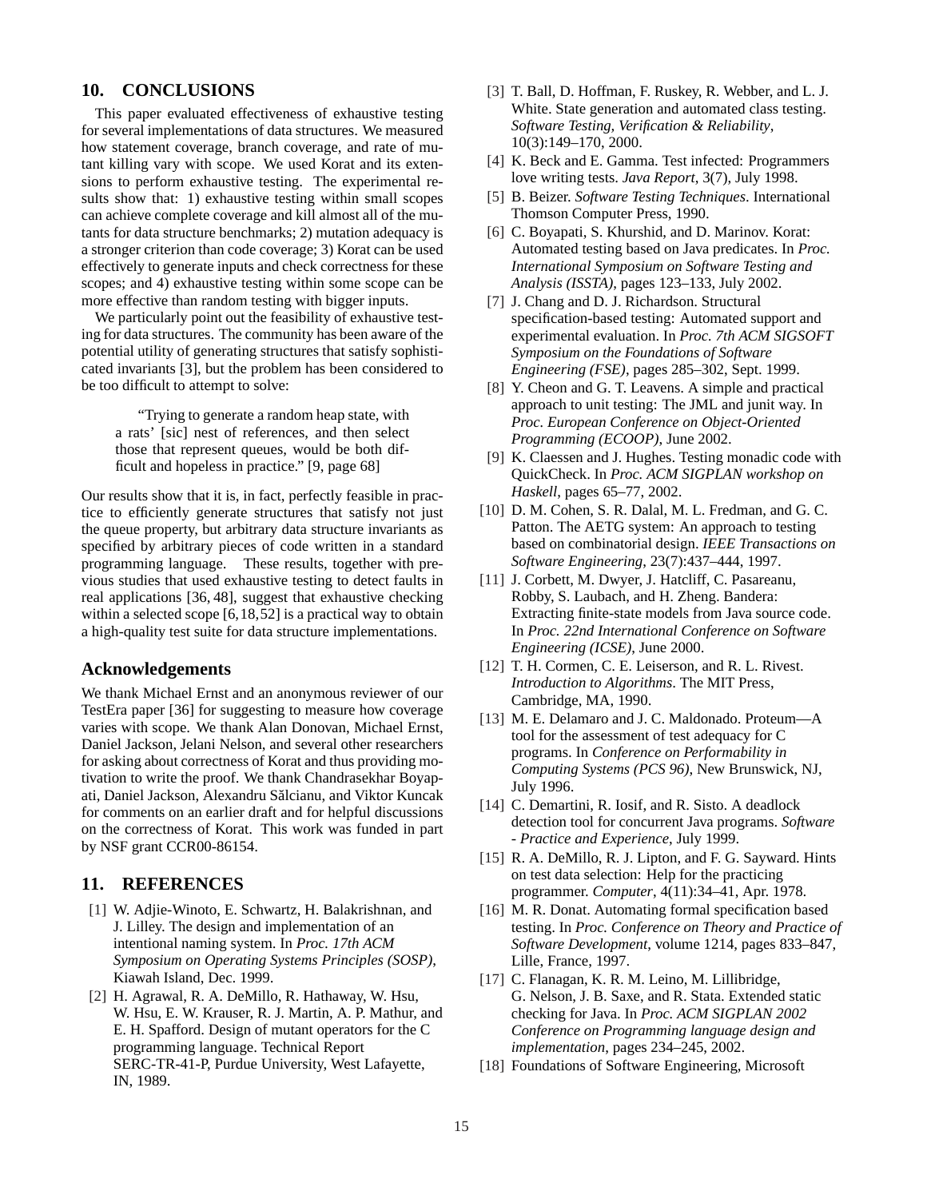## 10. CONCLUSIONS

This paper evaluated effectiveness of exhaustive testing for several implementations of data structures. We measured how statement coverage, branch coverage, and rate of mutant killing vary with scope. We used Korat and its extensions to perform exhaustive testing. The experimental results show that: 1) exhaustive testing within small scopes can achieve complete coverage and kill almost all of the mutants for data structure benchmarks; 2) mutation adequacy is a stronger criterion than code coverage; 3) Korat can be used effectively to generate inputs and check correctness for these scopes; and 4) exhaustive testing within some scope can be more effective than random testing with bigger inputs.

We particularly point out the feasibility of exhaustive testing for data structures. The community has been aware of the potential utility of generating structures that satisfy sophisticated invariants [3], but the problem has been considered to be too difficult to attempt to solve:

> "Trying to generate a random heap state, with a rats' [sic] nest of references, and then select those that represent queues, would be both difficult and hopeless in practice." [9, page 68]

Our results show that it is, in fact, perfectly feasible in practice to efficiently generate structures that satisfy not just the queue property, but arbitrary data structure invariants as specified by arbitrary pieces of code written in a standard programming language. These results, together with previous studies that used exhaustive testing to detect faults in real applications [36, 48], suggest that exhaustive checking within a selected scope [6,18,52] is a practical way to obtain a high-quality test suite for data structure implementations.

### Acknowledgements

We thank Michael Ernst and an anonymous reviewer of our TestEra paper [36] for suggesting to measure how coverage varies with scope. We thank Alan Donovan, Michael Ernst, Daniel Jackson, Jelani Nelson, and several other researchers for asking about correctness of Korat and thus providing motivation to write the proof. We thank Chandrasekhar Boyapati, Daniel Jackson, Alexandru Sălcianu, and Viktor Kuncak for comments on an earlier draft and for helpful discussions on the correctness of Korat. This work was funded in part by NSF grant CCR00-86154.

## 11. REFERENCES

[1] W. Adjie-Winoto, E. Schwartz, H. Balakrishnan, and J. Lilley. The design and implementation of an intentional naming system. In *Proc. 17th ACM Symposium on Operating Systems Principles (SOSP)*, Kiawah Island, Dec. 1999.

[2] H. Agrawal, R. A. DeMillo, R. Hathaway, W. Hsu, W. Hsu, E. W. Krauser, R. J. Martin, A. P. Mathur, and E. H. Spafford. Design of mutant operators for the C programming language. Technical Report SERC-TR-41-P, Purdue University, West Lafayette, IN, 1989.

[3] T. Ball, D. Hoffman, F. Ruskey, R. Webber, and L. J. White. State generation and automated class testing. *Software Testing, Verification & Reliability*, 10(3):149–170, 2000.

[4] K. Beck and E. Gamma. Test infected: Programmers love writing tests. *Java Report*, 3(7), July 1998.

[5] B. Beizer. *Software Testing Techniques*. International Thomson Computer Press, 1990.

[6] C. Boyapati, S. Khurshid, and D. Marinov. Korat: Automated testing based on Java predicates. In *Proc. International Symposium on Software Testing and Analysis (ISSTA)*, pages 123–133, July 2002.

[7] J. Chang and D. J. Richardson. Structural specification-based testing: Automated support and experimental evaluation. In *Proc. 7th ACM SIGSOFT Symposium on the Foundations of Software Engineering (FSE)*, pages 285–302, Sept. 1999.

[8] Y. Cheon and G. T. Leavens. A simple and practical approach to unit testing: The JML and junit way. In *Proc. European Conference on Object-Oriented Programming (ECOOP)*, June 2002.

[9] K. Claessen and J. Hughes. Testing monadic code with QuickCheck. In *Proc. ACM SIGPLAN workshop on Haskell*, pages 65–77, 2002.

[10] D. M. Cohen, S. R. Dalal, M. L. Fredman, and G. C. Patton. The AETG system: An approach to testing based on combinatorial design. *IEEE Transactions on Software Engineering*, 23(7):437–444, 1997.

[11] J. Corbett, M. Dwyer, J. Hatcliff, C. Pasareanu, Robby, S. Laubach, and H. Zheng. Bandera: Extracting finite-state models from Java source code. In *Proc. 22nd International Conference on Software Engineering (ICSE)*, June 2000.

[12] T. H. Cormen, C. E. Leiserson, and R. L. Rivest. *Introduction to Algorithms*. The MIT Press, Cambridge, MA, 1990.

[13] M. E. Delamaro and J. C. Maldonado. Proteum—A tool for the assessment of test adequacy for C programs. In *Conference on Performability in Computing Systems (PCS 96)*, New Brunswick, NJ, July 1996.

[14] C. Demartini, R. Iosif, and R. Sisto. A deadlock detection tool for concurrent Java programs. *Software - Practice and Experience*, July 1999.

[15] R. A. DeMillo, R. J. Lipton, and F. G. Sayward. Hints on test data selection: Help for the practicing programmer. *Computer*, 4(11):34–41, Apr. 1978.

[16] M. R. Donat. Automating formal specification based testing. In *Proc. Conference on Theory and Practice of Software Development*, volume 1214, pages 833–847, Lille, France, 1997.

[17] C. Flanagan, K. R. M. Leino, M. Lillibridge, G. Nelson, J. B. Saxe, and R. Stata. Extended static checking for Java. In *Proc. ACM SIGPLAN 2002 Conference on Programming language design and implementation*, pages 234–245, 2002.

[18] Foundations of Software Engineering, Microsoft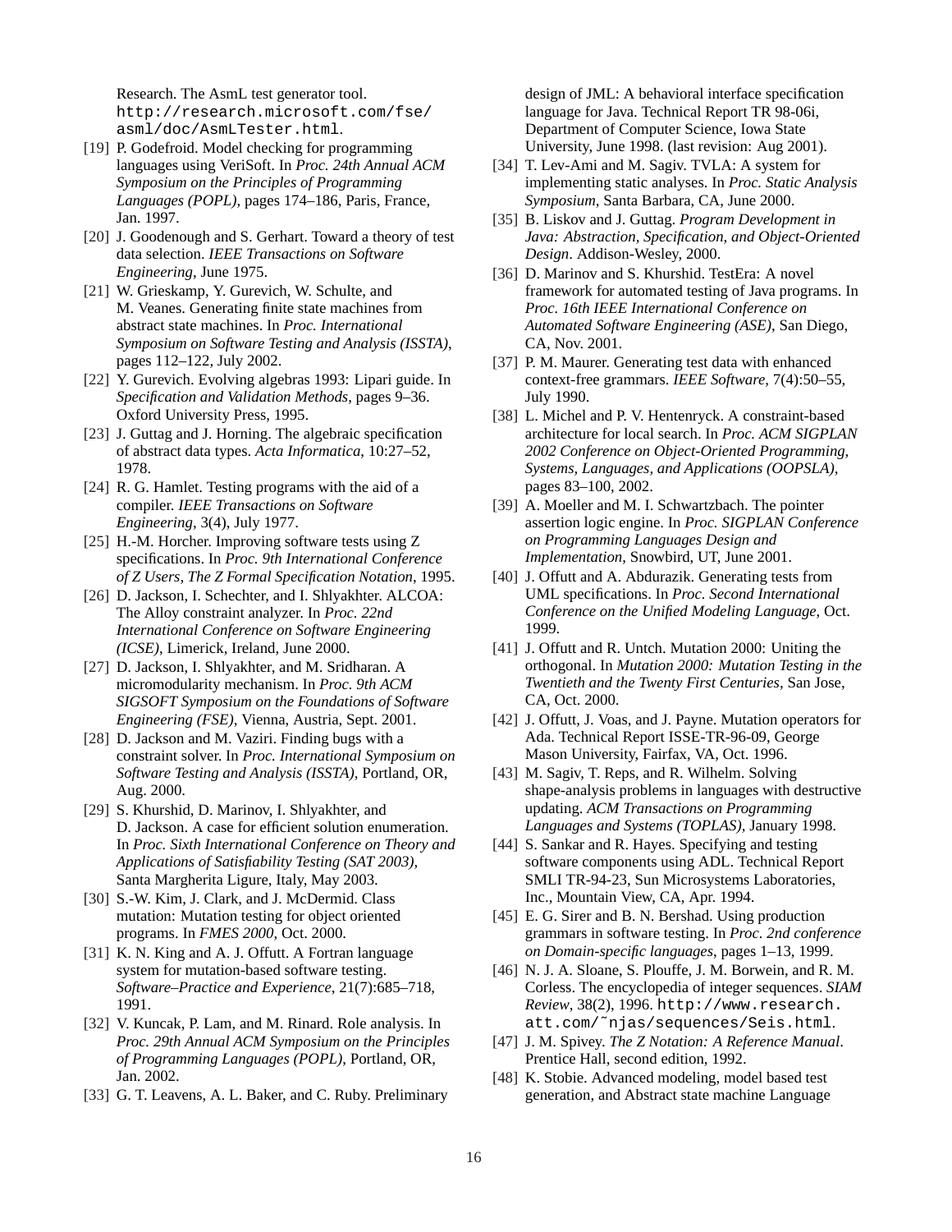Research. The AsmL test generator tool. `http://research.microsoft.com/fse/asml/doc/AsmLTester.html`.

[19] P. Godefroid. Model checking for programming languages using VeriSoft. In *Proc. 24th Annual ACM Symposium on the Principles of Programming Languages (POPL)*, pages 174–186, Paris, France, Jan. 1997.

[20] J. Goodenough and S. Gerhart. Toward a theory of test data selection. *IEEE Transactions on Software Engineering*, June 1975.

[21] W. Grieskamp, Y. Gurevich, W. Schulte, and M. Veanes. Generating finite state machines from abstract state machines. In *Proc. International Symposium on Software Testing and Analysis (ISSTA)*, pages 112–122, July 2002.

[22] Y. Gurevich. Evolving algebras 1993: Lipari guide. In *Specification and Validation Methods*, pages 9–36. Oxford University Press, 1995.

[23] J. Guttag and J. Horning. The algebraic specification of abstract data types. *Acta Informatica*, 10:27–52, 1978.

[24] R. G. Hamlet. Testing programs with the aid of a compiler. *IEEE Transactions on Software Engineering*, 3(4), July 1977.

[25] H.-M. Horcher. Improving software tests using Z specifications. In *Proc. 9th International Conference of Z Users, The Z Formal Specification Notation*, 1995.

[26] D. Jackson, I. Schechter, and I. Shlyakhter. ALCOA: The Alloy constraint analyzer. In *Proc. 22nd International Conference on Software Engineering (ICSE)*, Limerick, Ireland, June 2000.

[27] D. Jackson, I. Shlyakhter, and M. Sridharan. A micromodularity mechanism. In *Proc. 9th ACM SIGSOFT Symposium on the Foundations of Software Engineering (FSE)*, Vienna, Austria, Sept. 2001.

[28] D. Jackson and M. Vaziri. Finding bugs with a constraint solver. In *Proc. International Symposium on Software Testing and Analysis (ISSTA)*, Portland, OR, Aug. 2000.

[29] S. Khurshid, D. Marinov, I. Shlyakhter, and D. Jackson. A case for efficient solution enumeration. In *Proc. Sixth International Conference on Theory and Applications of Satisfiability Testing (SAT 2003)*, Santa Margherita Ligure, Italy, May 2003.

[30] S.-W. Kim, J. Clark, and J. McDermid. Class mutation: Mutation testing for object oriented programs. In *FMES 2000*, Oct. 2000.

[31] K. N. King and A. J. Offutt. A Fortran language system for mutation-based software testing. *Software–Practice and Experience*, 21(7):685–718, 1991.

[32] V. Kuncak, P. Lam, and M. Rinard. Role analysis. In *Proc. 29th Annual ACM Symposium on the Principles of Programming Languages (POPL)*, Portland, OR, Jan. 2002.

[33] G. T. Leavens, A. L. Baker, and C. Ruby. Preliminary design of JML: A behavioral interface specification language for Java. Technical Report TR 98-06i, Department of Computer Science, Iowa State University, June 1998. (last revision: Aug 2001).

[34] T. Lev-Ami and M. Sagiv. TVLA: A system for implementing static analyses. In *Proc. Static Analysis Symposium*, Santa Barbara, CA, June 2000.

[35] B. Liskov and J. Guttag. *Program Development in Java: Abstraction, Specification, and Object-Oriented Design*. Addison-Wesley, 2000.

[36] D. Marinov and S. Khurshid. TestEra: A novel framework for automated testing of Java programs. In *Proc. 16th IEEE International Conference on Automated Software Engineering (ASE)*, San Diego, CA, Nov. 2001.

[37] P. M. Maurer. Generating test data with enhanced context-free grammars. *IEEE Software*, 7(4):50–55, July 1990.

[38] L. Michel and P. V. Hentenryck. A constraint-based architecture for local search. In *Proc. ACM SIGPLAN 2002 Conference on Object-Oriented Programming, Systems, Languages, and Applications (OOPSLA)*, pages 83–100, 2002.

[39] A. Moeller and M. I. Schwartzbach. The pointer assertion logic engine. In *Proc. SIGPLAN Conference on Programming Languages Design and Implementation*, Snowbird, UT, June 2001.

[40] J. Offutt and A. Abdurazik. Generating tests from UML specifications. In *Proc. Second International Conference on the Unified Modeling Language*, Oct. 1999.

[41] J. Offutt and R. Untch. Mutation 2000: Uniting the orthogonal. In *Mutation 2000: Mutation Testing in the Twentieth and the Twenty First Centuries*, San Jose, CA, Oct. 2000.

[42] J. Offutt, J. Voas, and J. Payne. Mutation operators for Ada. Technical Report ISSE-TR-96-09, George Mason University, Fairfax, VA, Oct. 1996.

[43] M. Sagiv, T. Reps, and R. Wilhelm. Solving shape-analysis problems in languages with destructive updating. *ACM Transactions on Programming Languages and Systems (TOPLAS)*, January 1998.

[44] S. Sankar and R. Hayes. Specifying and testing software components using ADL. Technical Report SMLI TR-94-23, Sun Microsystems Laboratories, Inc., Mountain View, CA, Apr. 1994.

[45] E. G. Sirer and B. N. Bershad. Using production grammars in software testing. In *Proc. 2nd conference on Domain-specific languages*, pages 1–13, 1999.

[46] N. J. A. Sloane, S. Plouffe, J. M. Borwein, and R. M. Corless. The encyclopedia of integer sequences. *SIAM Review*, 38(2), 1996. `http://www.research.att.com/~njas/sequences/Seis.html`.

[47] J. M. Spivey. *The Z Notation: A Reference Manual*. Prentice Hall, second edition, 1992.

[48] K. Stobie. Advanced modeling, model based test generation, and Abstract state machine Language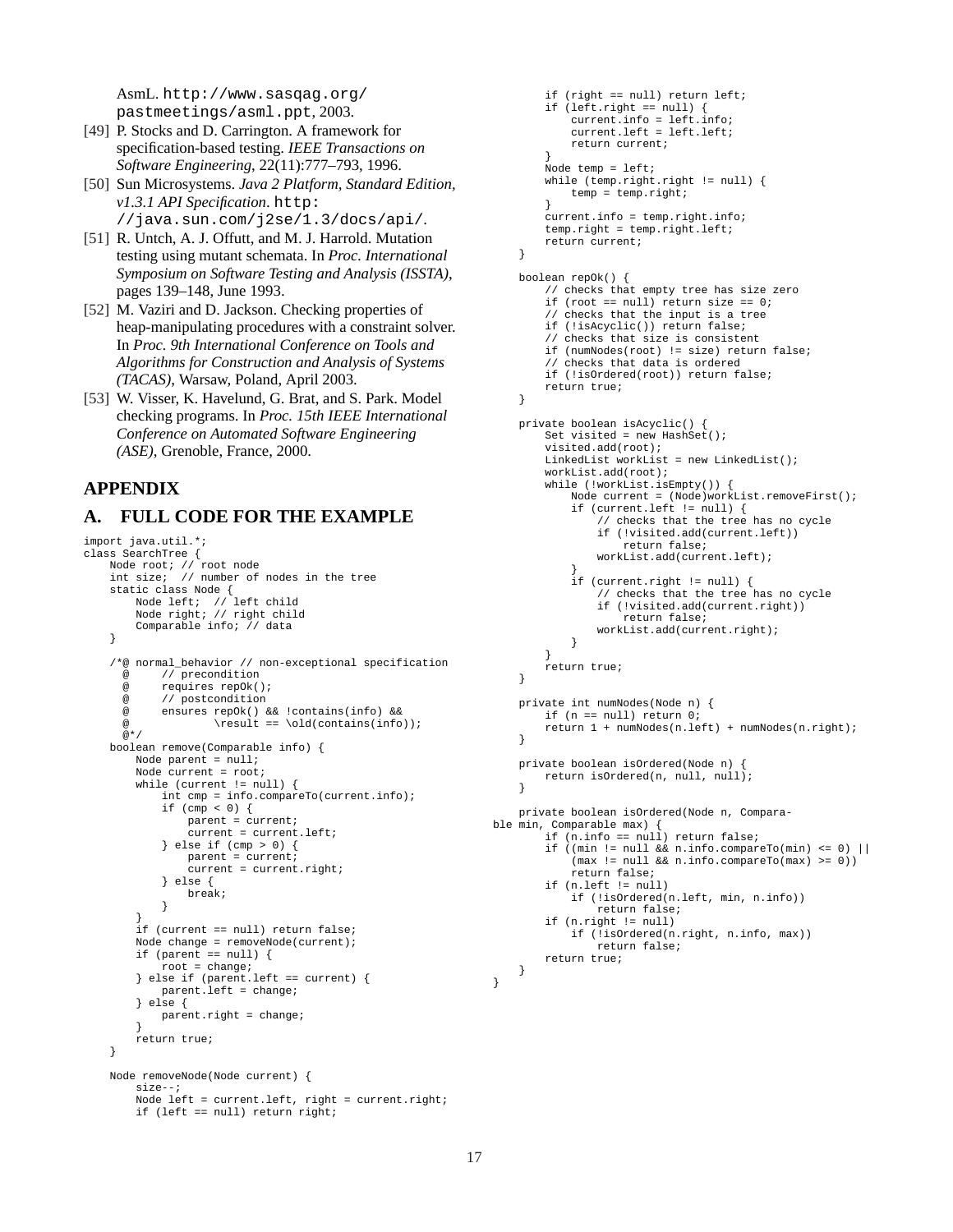AsmL. http://www.sasqag.org/pastmeetings/asml.ppt, 2003.

[49] P. Stocks and D. Carrington. A framework for specification-based testing. *IEEE Transactions on Software Engineering*, 22(11):777–793, 1996.

[50] Sun Microsystems. *Java 2 Platform, Standard Edition, v1.3.1 API Specification*. http://java.sun.com/j2se/1.3/docs/api/.

[51] R. Untch, A. J. Offutt, and M. J. Harrold. Mutation testing using mutant schemata. In *Proc. International Symposium on Software Testing and Analysis (ISSTA)*, pages 139–148, June 1993.

[52] M. Vaziri and D. Jackson. Checking properties of heap-manipulating procedures with a constraint solver. In *Proc. 9th International Conference on Tools and Algorithms for Construction and Analysis of Systems (TACAS)*, Warsaw, Poland, April 2003.

[53] W. Visser, K. Havelund, G. Brat, and S. Park. Model checking programs. In *Proc. 15th IEEE International Conference on Automated Software Engineering (ASE)*, Grenoble, France, 2000.

# APPENDIX

## A. FULL CODE FOR THE EXAMPLE

```
import java.util.*;
class SearchTree {
    Node root; // root node
    int size;  // number of nodes in the tree
    static class Node {
        Node left;  // left child
        Node right; // right child
        Comparable info; // data
    }

    /*@ normal_behavior // non-exceptional specification
      @     // precondition
      @     requires repOk();
      @     // postcondition
      @     ensures repOk() && !contains(info) &&
      @             \result == \old(contains(info));
      @*/
    boolean remove(Comparable info) {
        Node parent = null;
        Node current = root;
        while (current != null) {
            int cmp = info.compareTo(current.info);
            if (cmp < 0) {
                parent = current;
                current = current.left;
            } else if (cmp > 0) {
                parent = current;
                current = current.right;
            } else {
                break;
            }
        }
        if (current == null) return false;
        Node change = removeNode(current);
        if (parent == null) {
            root = change;
        } else if (parent.left == current) {
            parent.left = change;
        } else {
            parent.right = change;
        }
        return true;
    }

    Node removeNode(Node current) {
        size--;
        Node left = current.left, right = current.right;
        if (left == null) return right;
        if (right == null) return left;
        if (left.right == null) {
            current.info = left.info;
            current.left = left.left;
            return current;
        }
        Node temp = left;
        while (temp.right.right != null) {
            temp = temp.right;
        }
        current.info = temp.right.info;
        temp.right = temp.right.left;
        return current;
    }

    boolean repOk() {
        // checks that empty tree has size zero
        if (root == null) return size == 0;
        // checks that the input is a tree
        if (!isAcyclic()) return false;
        // checks that size is consistent
        if (numNodes(root) != size) return false;
        // checks that data is ordered
        if (!isOrdered(root)) return false;
        return true;
    }

    private boolean isAcyclic() {
        Set visited = new HashSet();
        visited.add(root);
        LinkedList workList = new LinkedList();
        workList.add(root);
        while (!workList.isEmpty()) {
            Node current = (Node)workList.removeFirst();
            if (current.left != null) {
                // checks that the tree has no cycle
                if (!visited.add(current.left))
                    return false;
                workList.add(current.left);
            }
            if (current.right != null) {
                // checks that the tree has no cycle
                if (!visited.add(current.right))
                    return false;
                workList.add(current.right);
            }
        }
        return true;
    }

    private int numNodes(Node n) {
        if (n == null) return 0;
        return 1 + numNodes(n.left) + numNodes(n.right);
    }

    private boolean isOrdered(Node n) {
        return isOrdered(n, null, null);
    }

    private boolean isOrdered(Node n, Comparable min, Comparable max) {
        if (n.info == null) return false;
        if ((min != null && n.info.compareTo(min) <= 0) ||
            (max != null && n.info.compareTo(max) >= 0))
            return false;
        if (n.left != null)
            if (!isOrdered(n.left, min, n.info))
                return false;
        if (n.right != null)
            if (!isOrdered(n.right, n.info, max))
                return false;
        return true;
    }
}
```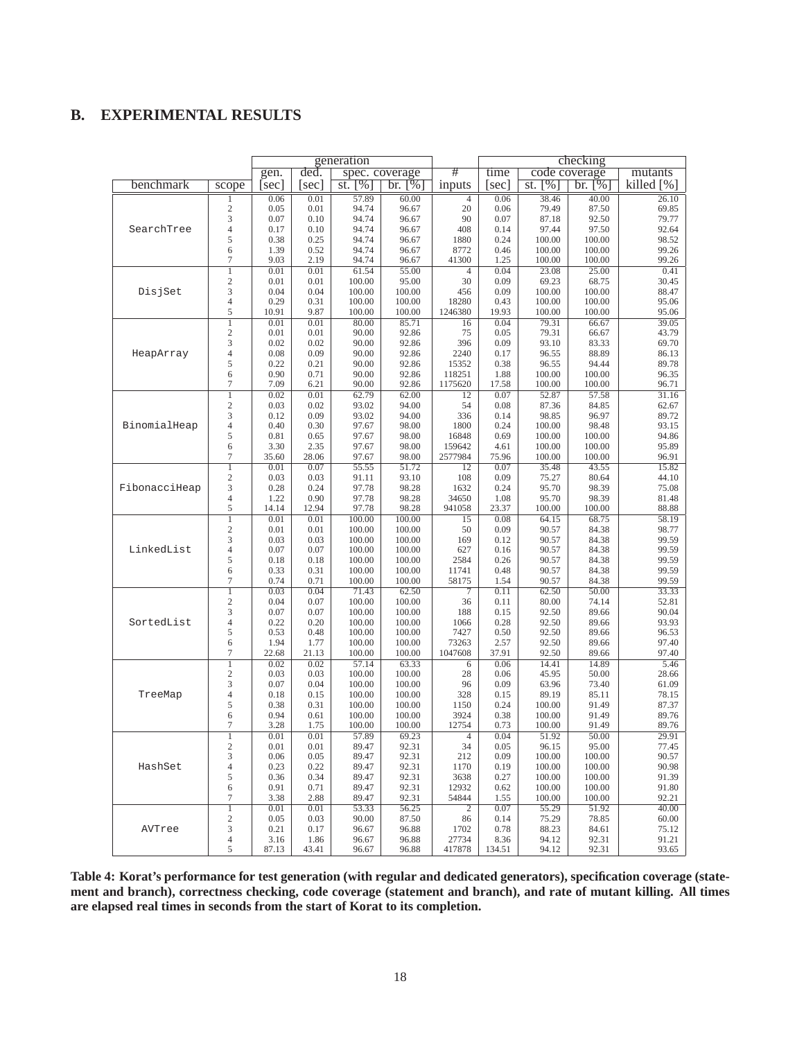## B. EXPERIMENTAL RESULTS

| | | generation | | | | | checking | | | |
|---|---|---|---|---|---|---|---|---|---|---|
| | | gen. | ded. | spec. coverage | | # | time | code coverage | | mutants |
| benchmark | scope | [sec] | [sec] | st. [%] | br. [%] | inputs | [sec] | st. [%] | br. [%] | killed [%] |
| SearchTree | 1 | 0.06 | 0.01 | 57.89 | 60.00 | 4 | 0.06 | 38.46 | 40.00 | 26.10 |
| | 2 | 0.05 | 0.01 | 94.74 | 96.67 | 20 | 0.06 | 79.49 | 87.50 | 69.85 |
| | 3 | 0.07 | 0.10 | 94.74 | 96.67 | 90 | 0.07 | 87.18 | 92.50 | 79.77 |
| | 4 | 0.17 | 0.10 | 94.74 | 96.67 | 408 | 0.14 | 97.44 | 97.50 | 92.64 |
| | 5 | 0.38 | 0.25 | 94.74 | 96.67 | 1880 | 0.24 | 100.00 | 100.00 | 98.52 |
| | 6 | 1.39 | 0.52 | 94.74 | 96.67 | 8772 | 0.46 | 100.00 | 100.00 | 99.26 |
| | 7 | 9.03 | 2.19 | 94.74 | 96.67 | 41300 | 1.25 | 100.00 | 100.00 | 99.26 |
| DisjSet | 1 | 0.01 | 0.01 | 61.54 | 55.00 | 4 | 0.04 | 23.08 | 25.00 | 0.41 |
| | 2 | 0.01 | 0.01 | 100.00 | 95.00 | 30 | 0.09 | 69.23 | 68.75 | 30.45 |
| | 3 | 0.04 | 0.04 | 100.00 | 100.00 | 456 | 0.09 | 100.00 | 100.00 | 88.47 |
| | 4 | 0.29 | 0.31 | 100.00 | 100.00 | 18280 | 0.43 | 100.00 | 100.00 | 95.06 |
| | 5 | 10.91 | 9.87 | 100.00 | 100.00 | 1246380 | 19.93 | 100.00 | 100.00 | 95.06 |
| HeapArray | 1 | 0.01 | 0.01 | 80.00 | 85.71 | 16 | 0.04 | 79.31 | 66.67 | 39.05 |
| | 2 | 0.01 | 0.01 | 90.00 | 92.86 | 75 | 0.05 | 79.31 | 66.67 | 43.79 |
| | 3 | 0.02 | 0.02 | 90.00 | 92.86 | 396 | 0.09 | 93.10 | 83.33 | 69.70 |
| | 4 | 0.08 | 0.09 | 90.00 | 92.86 | 2240 | 0.17 | 96.55 | 88.89 | 86.13 |
| | 5 | 0.22 | 0.21 | 90.00 | 92.86 | 15352 | 0.38 | 96.55 | 94.44 | 89.78 |
| | 6 | 0.90 | 0.71 | 90.00 | 92.86 | 118251 | 1.88 | 100.00 | 100.00 | 96.35 |
| | 7 | 7.09 | 6.21 | 90.00 | 92.86 | 1175620 | 17.58 | 100.00 | 100.00 | 96.71 |
| BinomialHeap | 1 | 0.02 | 0.01 | 62.79 | 62.00 | 12 | 0.07 | 52.87 | 57.58 | 31.16 |
| | 2 | 0.03 | 0.02 | 93.02 | 94.00 | 54 | 0.08 | 87.36 | 84.85 | 62.67 |
| | 3 | 0.12 | 0.09 | 93.02 | 94.00 | 336 | 0.14 | 98.85 | 96.97 | 89.72 |
| | 4 | 0.40 | 0.30 | 97.67 | 98.00 | 1800 | 0.24 | 100.00 | 98.48 | 93.15 |
| | 5 | 0.81 | 0.65 | 97.67 | 98.00 | 16848 | 0.69 | 100.00 | 100.00 | 94.86 |
| | 6 | 3.30 | 2.35 | 97.67 | 98.00 | 159642 | 4.61 | 100.00 | 100.00 | 95.89 |
| | 7 | 35.60 | 28.06 | 97.67 | 98.00 | 2577984 | 75.96 | 100.00 | 100.00 | 96.91 |
| FibonacciHeap | 1 | 0.01 | 0.07 | 55.55 | 51.72 | 12 | 0.07 | 35.48 | 43.55 | 15.82 |
| | 2 | 0.03 | 0.03 | 91.11 | 93.10 | 108 | 0.09 | 75.27 | 80.64 | 44.10 |
| | 3 | 0.28 | 0.24 | 97.78 | 98.28 | 1632 | 0.24 | 95.70 | 98.39 | 75.08 |
| | 4 | 1.22 | 0.90 | 97.78 | 98.28 | 34650 | 1.08 | 95.70 | 98.39 | 81.48 |
| | 5 | 14.14 | 12.94 | 97.78 | 98.28 | 941058 | 23.37 | 100.00 | 100.00 | 88.88 |
| LinkedList | 1 | 0.01 | 0.01 | 100.00 | 100.00 | 15 | 0.08 | 64.15 | 68.75 | 58.19 |
| | 2 | 0.01 | 0.01 | 100.00 | 100.00 | 50 | 0.09 | 90.57 | 84.38 | 98.77 |
| | 3 | 0.03 | 0.03 | 100.00 | 100.00 | 169 | 0.12 | 90.57 | 84.38 | 99.59 |
| | 4 | 0.07 | 0.07 | 100.00 | 100.00 | 627 | 0.16 | 90.57 | 84.38 | 99.59 |
| | 5 | 0.18 | 0.18 | 100.00 | 100.00 | 2584 | 0.26 | 90.57 | 84.38 | 99.59 |
| | 6 | 0.33 | 0.31 | 100.00 | 100.00 | 11741 | 0.48 | 90.57 | 84.38 | 99.59 |
| | 7 | 0.74 | 0.71 | 100.00 | 100.00 | 58175 | 1.54 | 90.57 | 84.38 | 99.59 |
| SortedList | 1 | 0.03 | 0.04 | 71.43 | 62.50 | 7 | 0.11 | 62.50 | 50.00 | 33.33 |
| | 2 | 0.04 | 0.07 | 100.00 | 100.00 | 36 | 0.11 | 80.00 | 74.14 | 52.81 |
| | 3 | 0.07 | 0.07 | 100.00 | 100.00 | 188 | 0.15 | 92.50 | 89.66 | 90.04 |
| | 4 | 0.22 | 0.20 | 100.00 | 100.00 | 1066 | 0.28 | 92.50 | 89.66 | 93.93 |
| | 5 | 0.53 | 0.48 | 100.00 | 100.00 | 7427 | 0.50 | 92.50 | 89.66 | 96.53 |
| | 6 | 1.94 | 1.77 | 100.00 | 100.00 | 73263 | 2.57 | 92.50 | 89.66 | 97.40 |
| | 7 | 22.68 | 21.13 | 100.00 | 100.00 | 1047608 | 37.91 | 92.50 | 89.66 | 97.40 |
| TreeMap | 1 | 0.02 | 0.02 | 57.14 | 63.33 | 6 | 0.06 | 14.41 | 14.89 | 5.46 |
| | 2 | 0.03 | 0.03 | 100.00 | 100.00 | 28 | 0.06 | 45.95 | 50.00 | 28.66 |
| | 3 | 0.07 | 0.04 | 100.00 | 100.00 | 96 | 0.09 | 63.96 | 73.40 | 61.09 |
| | 4 | 0.18 | 0.15 | 100.00 | 100.00 | 328 | 0.15 | 89.19 | 85.11 | 78.15 |
| | 5 | 0.38 | 0.31 | 100.00 | 100.00 | 1150 | 0.24 | 100.00 | 91.49 | 87.37 |
| | 6 | 0.94 | 0.61 | 100.00 | 100.00 | 3924 | 0.38 | 100.00 | 91.49 | 89.76 |
| | 7 | 3.28 | 1.75 | 100.00 | 100.00 | 12754 | 0.73 | 100.00 | 91.49 | 89.76 |
| HashSet | 1 | 0.01 | 0.01 | 57.89 | 69.23 | 4 | 0.04 | 51.92 | 50.00 | 29.91 |
| | 2 | 0.01 | 0.01 | 89.47 | 92.31 | 34 | 0.05 | 96.15 | 95.00 | 77.45 |
| | 3 | 0.06 | 0.05 | 89.47 | 92.31 | 212 | 0.09 | 100.00 | 100.00 | 90.57 |
| | 4 | 0.23 | 0.22 | 89.47 | 92.31 | 1170 | 0.19 | 100.00 | 100.00 | 90.98 |
| | 5 | 0.36 | 0.34 | 89.47 | 92.31 | 3638 | 0.27 | 100.00 | 100.00 | 91.39 |
| | 6 | 0.91 | 0.71 | 89.47 | 92.31 | 12932 | 0.62 | 100.00 | 100.00 | 91.80 |
| | 7 | 3.38 | 2.88 | 89.47 | 92.31 | 54844 | 1.55 | 100.00 | 100.00 | 92.21 |
| AVTree | 1 | 0.01 | 0.01 | 53.33 | 56.25 | 2 | 0.07 | 55.29 | 51.92 | 40.00 |
| | 2 | 0.05 | 0.03 | 90.00 | 87.50 | 86 | 0.14 | 75.29 | 78.85 | 60.00 |
| | 3 | 0.21 | 0.17 | 96.67 | 96.88 | 1702 | 0.78 | 88.23 | 84.61 | 75.12 |
| | 4 | 3.16 | 1.86 | 96.67 | 96.88 | 27734 | 8.36 | 94.12 | 92.31 | 91.21 |
| | 5 | 87.13 | 43.41 | 96.67 | 96.88 | 417878 | 134.51 | 94.12 | 92.31 | 93.65 |

**Table 4: Korat's performance for test generation (with regular and dedicated generators), specification coverage (statement and branch), correctness checking, code coverage (statement and branch), and rate of mutant killing. All times are elapsed real times in seconds from the start of Korat to its completion.**